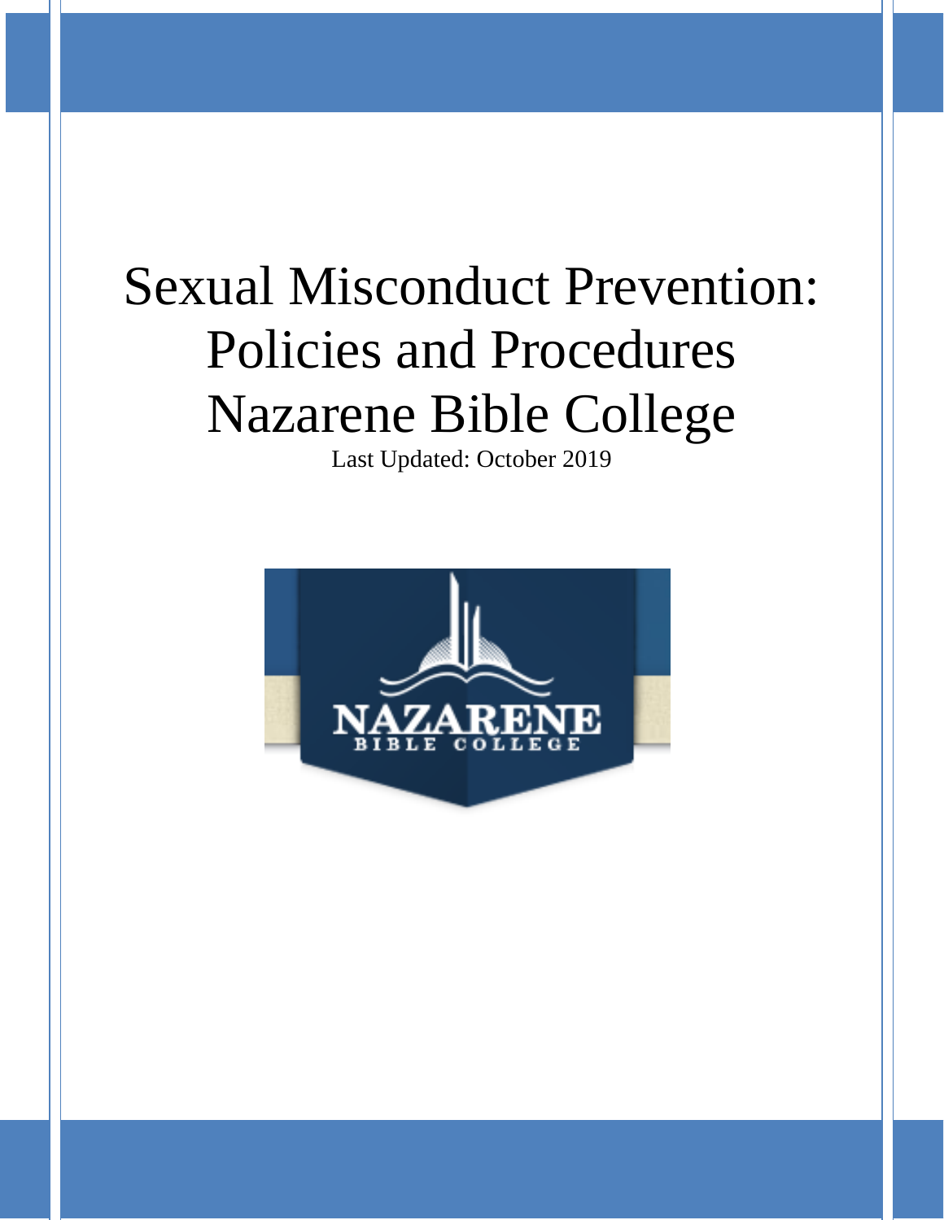# Sexual Misconduct Prevention: Policies and Procedures Nazarene Bible College

Last Updated: October 2019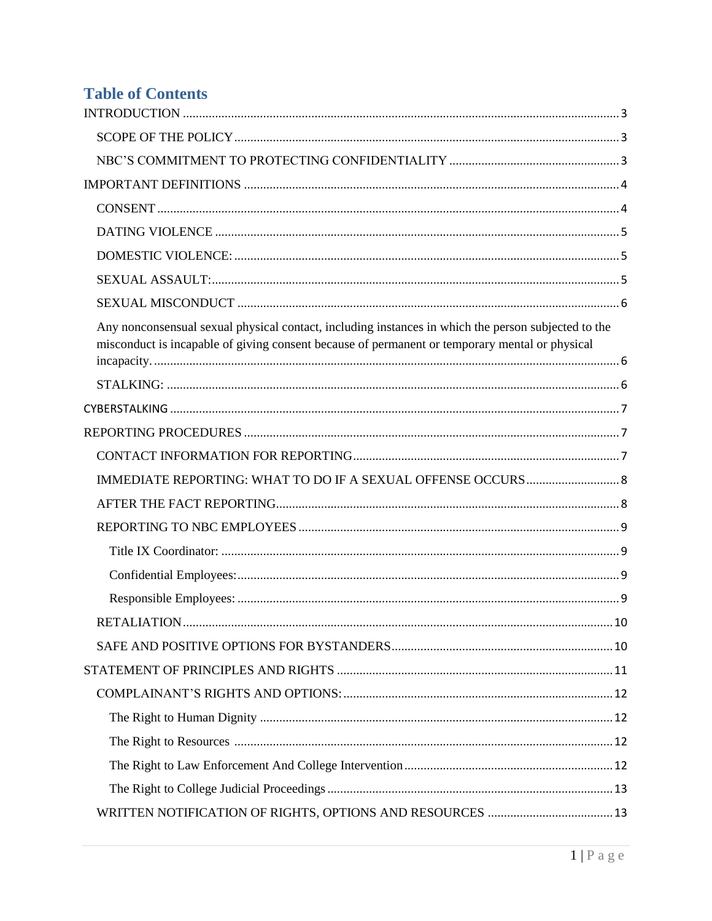# Table of Contents

INTRODUCTION ........ 3

- SCOPE OF THE POLICY ........ 3
- NBC'S COMMITMENT TO PROTECTING CONFIDENTIALITY ........ 3

IMPORTANT DEFINITIONS ........ 4

- CONSENT ........ 4
- DATING VIOLENCE ........ 5
- DOMESTIC VIOLENCE: ........ 5
- SEXUAL ASSAULT: ........ 5
- SEXUAL MISCONDUCT ........ 6
- Any nonconsensual sexual physical contact, including instances in which the person subjected to the misconduct is incapable of giving consent because of permanent or temporary mental or physical incapacity. ........ 6
- STALKING: ........ 6

CYBERSTALKING ........ 7

REPORTING PROCEDURES ........ 7

- CONTACT INFORMATION FOR REPORTING ........ 7
- IMMEDIATE REPORTING: WHAT TO DO IF A SEXUAL OFFENSE OCCURS ........ 8
- AFTER THE FACT REPORTING ........ 8
- REPORTING TO NBC EMPLOYEES ........ 9
  - Title IX Coordinator: ........ 9
  - Confidential Employees: ........ 9
  - Responsible Employees: ........ 9
- RETALIATION ........ 10
- SAFE AND POSITIVE OPTIONS FOR BYSTANDERS ........ 10

STATEMENT OF PRINCIPLES AND RIGHTS ........ 11

- COMPLAINANT'S RIGHTS AND OPTIONS: ........ 12
  - The Right to Human Dignity ........ 12
  - The Right to Resources ........ 12
  - The Right to Law Enforcement And College Intervention ........ 12
  - The Right to College Judicial Proceedings ........ 13
- WRITTEN NOTIFICATION OF RIGHTS, OPTIONS AND RESOURCES ........ 13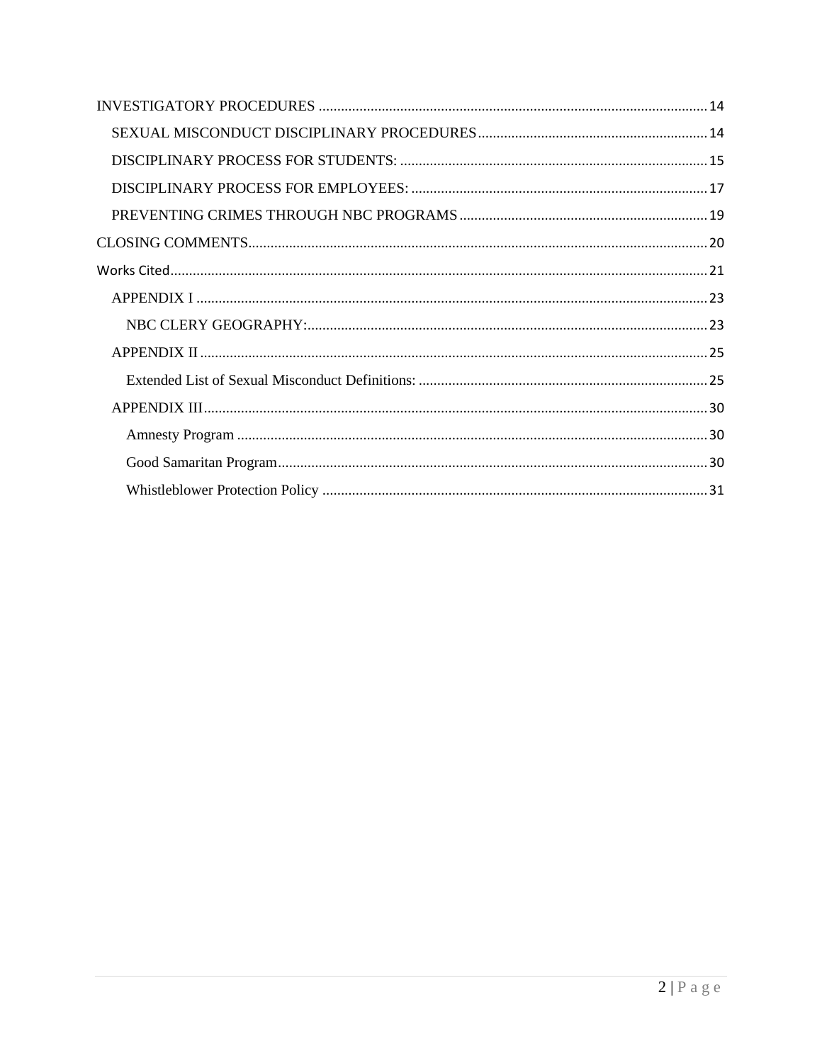INVESTIGATORY PROCEDURES ........................................................................................................ 14

SEXUAL MISCONDUCT DISCIPLINARY PROCEDURES ............................................................. 14

DISCIPLINARY PROCESS FOR STUDENTS: .................................................................................. 15

DISCIPLINARY PROCESS FOR EMPLOYEES: ............................................................................... 17

PREVENTING CRIMES THROUGH NBC PROGRAMS .................................................................. 19

CLOSING COMMENTS ........................................................................................................................ 20

Works Cited ............................................................................................................................................. 21

APPENDIX I ......................................................................................................................................... 23

NBC CLERY GEOGRAPHY: ........................................................................................................... 23

APPENDIX II ........................................................................................................................................ 25

Extended List of Sexual Misconduct Definitions: ............................................................................ 25

APPENDIX III ....................................................................................................................................... 30

Amnesty Program .............................................................................................................................. 30

Good Samaritan Program .................................................................................................................... 30

Whistleblower Protection Policy ........................................................................................................ 31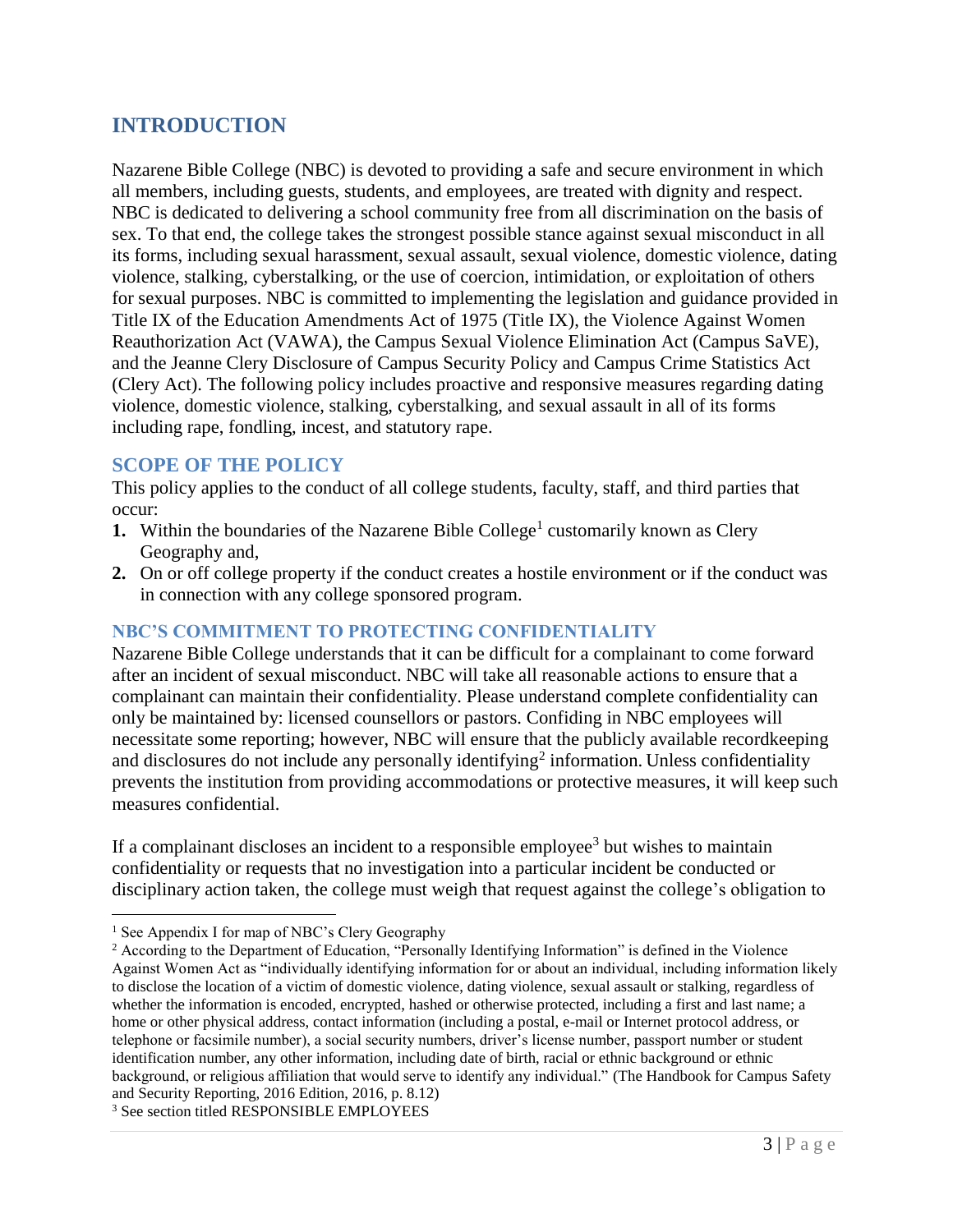# INTRODUCTION

Nazarene Bible College (NBC) is devoted to providing a safe and secure environment in which all members, including guests, students, and employees, are treated with dignity and respect. NBC is dedicated to delivering a school community free from all discrimination on the basis of sex. To that end, the college takes the strongest possible stance against sexual misconduct in all its forms, including sexual harassment, sexual assault, sexual violence, domestic violence, dating violence, stalking, cyberstalking, or the use of coercion, intimidation, or exploitation of others for sexual purposes. NBC is committed to implementing the legislation and guidance provided in Title IX of the Education Amendments Act of 1975 (Title IX), the Violence Against Women Reauthorization Act (VAWA), the Campus Sexual Violence Elimination Act (Campus SaVE), and the Jeanne Clery Disclosure of Campus Security Policy and Campus Crime Statistics Act (Clery Act). The following policy includes proactive and responsive measures regarding dating violence, domestic violence, stalking, cyberstalking, and sexual assault in all of its forms including rape, fondling, incest, and statutory rape.

## SCOPE OF THE POLICY

This policy applies to the conduct of all college students, faculty, staff, and third parties that occur:

1. Within the boundaries of the Nazarene Bible College[1] customarily known as Clery Geography and,
2. On or off college property if the conduct creates a hostile environment or if the conduct was in connection with any college sponsored program.

## NBC'S COMMITMENT TO PROTECTING CONFIDENTIALITY

Nazarene Bible College understands that it can be difficult for a complainant to come forward after an incident of sexual misconduct. NBC will take all reasonable actions to ensure that a complainant can maintain their confidentiality. Please understand complete confidentiality can only be maintained by: licensed counsellors or pastors. Confiding in NBC employees will necessitate some reporting; however, NBC will ensure that the publicly available recordkeeping and disclosures do not include any personally identifying[2] information. Unless confidentiality prevents the institution from providing accommodations or protective measures, it will keep such measures confidential.

If a complainant discloses an incident to a responsible employee[3] but wishes to maintain confidentiality or requests that no investigation into a particular incident be conducted or disciplinary action taken, the college must weigh that request against the college's obligation to

---

[1] See Appendix I for map of NBC's Clery Geography

[2] According to the Department of Education, "Personally Identifying Information" is defined in the Violence Against Women Act as "individually identifying information for or about an individual, including information likely to disclose the location of a victim of domestic violence, dating violence, sexual assault or stalking, regardless of whether the information is encoded, encrypted, hashed or otherwise protected, including a first and last name; a home or other physical address, contact information (including a postal, e-mail or Internet protocol address, or telephone or facsimile number), a social security numbers, driver's license number, passport number or student identification number, any other information, including date of birth, racial or ethnic background or ethnic background, or religious affiliation that would serve to identify any individual." (The Handbook for Campus Safety and Security Reporting, 2016 Edition, 2016, p. 8.12)

[3] See section titled RESPONSIBLE EMPLOYEES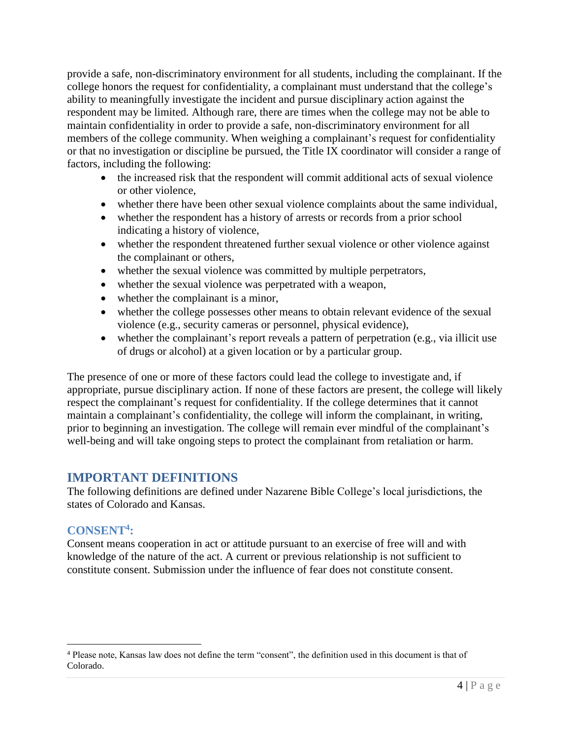provide a safe, non-discriminatory environment for all students, including the complainant. If the college honors the request for confidentiality, a complainant must understand that the college's ability to meaningfully investigate the incident and pursue disciplinary action against the respondent may be limited. Although rare, there are times when the college may not be able to maintain confidentiality in order to provide a safe, non-discriminatory environment for all members of the college community. When weighing a complainant's request for confidentiality or that no investigation or discipline be pursued, the Title IX coordinator will consider a range of factors, including the following:

- the increased risk that the respondent will commit additional acts of sexual violence or other violence,
- whether there have been other sexual violence complaints about the same individual,
- whether the respondent has a history of arrests or records from a prior school indicating a history of violence,
- whether the respondent threatened further sexual violence or other violence against the complainant or others,
- whether the sexual violence was committed by multiple perpetrators,
- whether the sexual violence was perpetrated with a weapon,
- whether the complainant is a minor,
- whether the college possesses other means to obtain relevant evidence of the sexual violence (e.g., security cameras or personnel, physical evidence),
- whether the complainant's report reveals a pattern of perpetration (e.g., via illicit use of drugs or alcohol) at a given location or by a particular group.

The presence of one or more of these factors could lead the college to investigate and, if appropriate, pursue disciplinary action. If none of these factors are present, the college will likely respect the complainant's request for confidentiality. If the college determines that it cannot maintain a complainant's confidentiality, the college will inform the complainant, in writing, prior to beginning an investigation. The college will remain ever mindful of the complainant's well-being and will take ongoing steps to protect the complainant from retaliation or harm.

## IMPORTANT DEFINITIONS

The following definitions are defined under Nazarene Bible College's local jurisdictions, the states of Colorado and Kansas.

### CONSENT[4]:

Consent means cooperation in act or attitude pursuant to an exercise of free will and with knowledge of the nature of the act. A current or previous relationship is not sufficient to constitute consent. Submission under the influence of fear does not constitute consent.

[4] Please note, Kansas law does not define the term "consent", the definition used in this document is that of Colorado.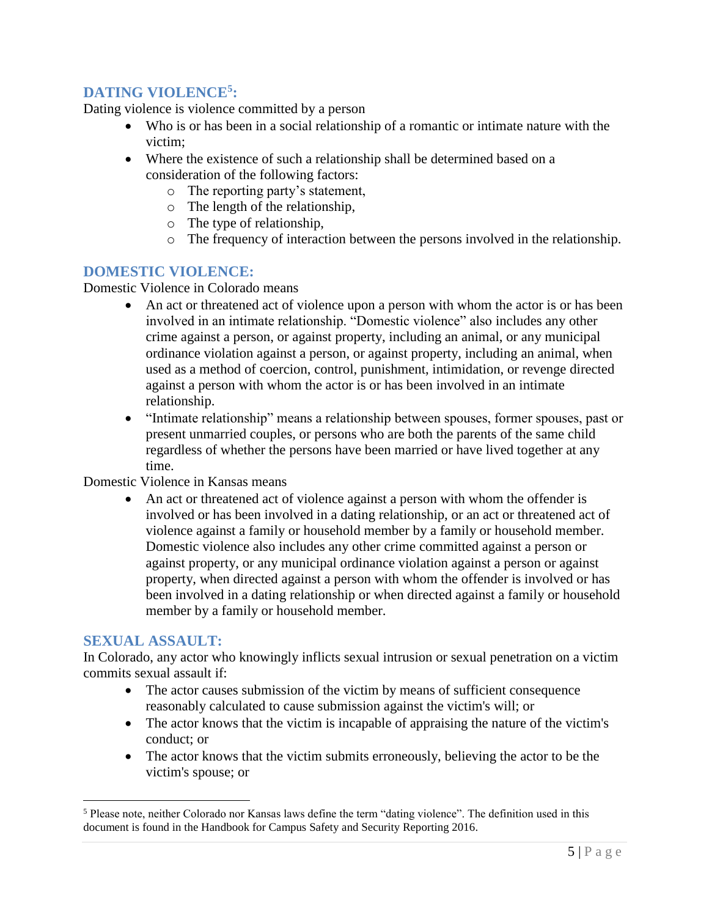## DATING VIOLENCE[5]:

Dating violence is violence committed by a person

- Who is or has been in a social relationship of a romantic or intimate nature with the victim;
- Where the existence of such a relationship shall be determined based on a consideration of the following factors:
    - The reporting party's statement,
    - The length of the relationship,
    - The type of relationship,
    - The frequency of interaction between the persons involved in the relationship.

## DOMESTIC VIOLENCE:

Domestic Violence in Colorado means

- An act or threatened act of violence upon a person with whom the actor is or has been involved in an intimate relationship. "Domestic violence" also includes any other crime against a person, or against property, including an animal, or any municipal ordinance violation against a person, or against property, including an animal, when used as a method of coercion, control, punishment, intimidation, or revenge directed against a person with whom the actor is or has been involved in an intimate relationship.
- "Intimate relationship" means a relationship between spouses, former spouses, past or present unmarried couples, or persons who are both the parents of the same child regardless of whether the persons have been married or have lived together at any time.

Domestic Violence in Kansas means

- An act or threatened act of violence against a person with whom the offender is involved or has been involved in a dating relationship, or an act or threatened act of violence against a family or household member by a family or household member. Domestic violence also includes any other crime committed against a person or against property, or any municipal ordinance violation against a person or against property, when directed against a person with whom the offender is involved or has been involved in a dating relationship or when directed against a family or household member by a family or household member.

## SEXUAL ASSAULT:

In Colorado, any actor who knowingly inflicts sexual intrusion or sexual penetration on a victim commits sexual assault if:

- The actor causes submission of the victim by means of sufficient consequence reasonably calculated to cause submission against the victim's will; or
- The actor knows that the victim is incapable of appraising the nature of the victim's conduct; or
- The actor knows that the victim submits erroneously, believing the actor to be the victim's spouse; or

[5] Please note, neither Colorado nor Kansas laws define the term "dating violence". The definition used in this document is found in the Handbook for Campus Safety and Security Reporting 2016.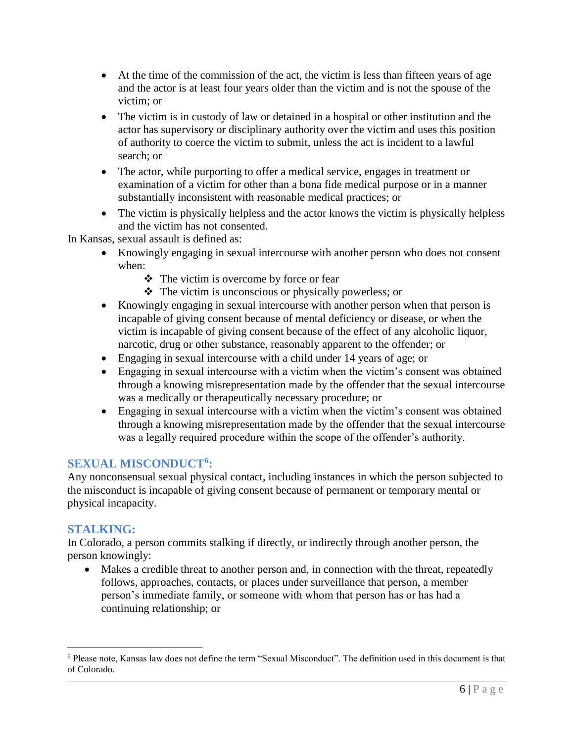- At the time of the commission of the act, the victim is less than fifteen years of age and the actor is at least four years older than the victim and is not the spouse of the victim; or
- The victim is in custody of law or detained in a hospital or other institution and the actor has supervisory or disciplinary authority over the victim and uses this position of authority to coerce the victim to submit, unless the act is incident to a lawful search; or
- The actor, while purporting to offer a medical service, engages in treatment or examination of a victim for other than a bona fide medical purpose or in a manner substantially inconsistent with reasonable medical practices; or
- The victim is physically helpless and the actor knows the victim is physically helpless and the victim has not consented.

In Kansas, sexual assault is defined as:

- Knowingly engaging in sexual intercourse with another person who does not consent when:
  - ❖ The victim is overcome by force or fear
  - ❖ The victim is unconscious or physically powerless; or
- Knowingly engaging in sexual intercourse with another person when that person is incapable of giving consent because of mental deficiency or disease, or when the victim is incapable of giving consent because of the effect of any alcoholic liquor, narcotic, drug or other substance, reasonably apparent to the offender; or
- Engaging in sexual intercourse with a child under 14 years of age; or
- Engaging in sexual intercourse with a victim when the victim's consent was obtained through a knowing misrepresentation made by the offender that the sexual intercourse was a medically or therapeutically necessary procedure; or
- Engaging in sexual intercourse with a victim when the victim's consent was obtained through a knowing misrepresentation made by the offender that the sexual intercourse was a legally required procedure within the scope of the offender's authority.

## SEXUAL MISCONDUCT[6]:

Any nonconsensual sexual physical contact, including instances in which the person subjected to the misconduct is incapable of giving consent because of permanent or temporary mental or physical incapacity.

## STALKING:

In Colorado, a person commits stalking if directly, or indirectly through another person, the person knowingly:

- Makes a credible threat to another person and, in connection with the threat, repeatedly follows, approaches, contacts, or places under surveillance that person, a member person's immediate family, or someone with whom that person has or has had a continuing relationship; or

[6] Please note, Kansas law does not define the term "Sexual Misconduct". The definition used in this document is that of Colorado.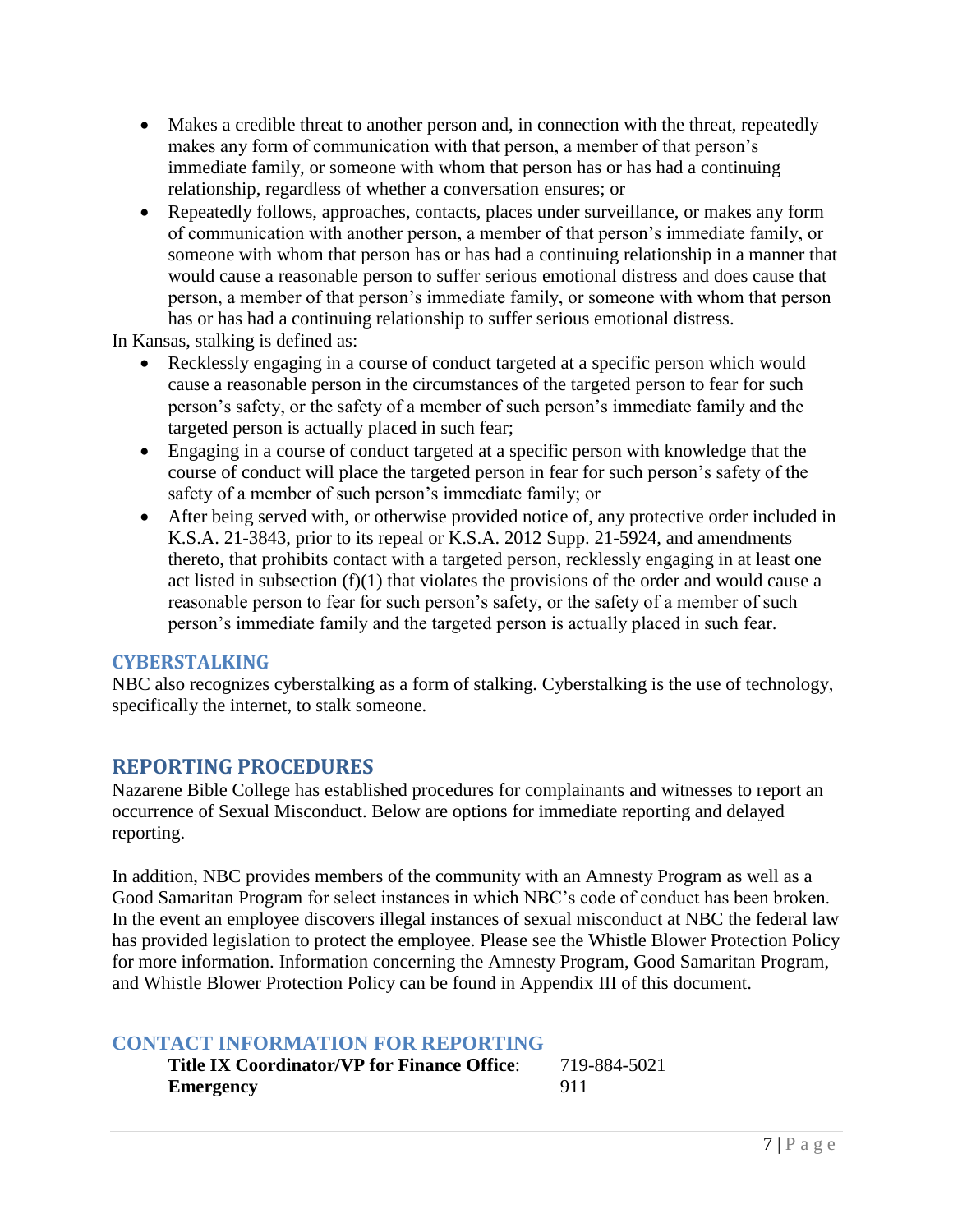- Makes a credible threat to another person and, in connection with the threat, repeatedly makes any form of communication with that person, a member of that person's immediate family, or someone with whom that person has or has had a continuing relationship, regardless of whether a conversation ensures; or
- Repeatedly follows, approaches, contacts, places under surveillance, or makes any form of communication with another person, a member of that person's immediate family, or someone with whom that person has or has had a continuing relationship in a manner that would cause a reasonable person to suffer serious emotional distress and does cause that person, a member of that person's immediate family, or someone with whom that person has or has had a continuing relationship to suffer serious emotional distress.

In Kansas, stalking is defined as:

- Recklessly engaging in a course of conduct targeted at a specific person which would cause a reasonable person in the circumstances of the targeted person to fear for such person's safety, or the safety of a member of such person's immediate family and the targeted person is actually placed in such fear;
- Engaging in a course of conduct targeted at a specific person with knowledge that the course of conduct will place the targeted person in fear for such person's safety of the safety of a member of such person's immediate family; or
- After being served with, or otherwise provided notice of, any protective order included in K.S.A. 21-3843, prior to its repeal or K.S.A. 2012 Supp. 21-5924, and amendments thereto, that prohibits contact with a targeted person, recklessly engaging in at least one act listed in subsection (f)(1) that violates the provisions of the order and would cause a reasonable person to fear for such person's safety, or the safety of a member of such person's immediate family and the targeted person is actually placed in such fear.

### CYBERSTALKING

NBC also recognizes cyberstalking as a form of stalking. Cyberstalking is the use of technology, specifically the internet, to stalk someone.

## REPORTING PROCEDURES

Nazarene Bible College has established procedures for complainants and witnesses to report an occurrence of Sexual Misconduct. Below are options for immediate reporting and delayed reporting.

In addition, NBC provides members of the community with an Amnesty Program as well as a Good Samaritan Program for select instances in which NBC's code of conduct has been broken. In the event an employee discovers illegal instances of sexual misconduct at NBC the federal law has provided legislation to protect the employee. Please see the Whistle Blower Protection Policy for more information. Information concerning the Amnesty Program, Good Samaritan Program, and Whistle Blower Protection Policy can be found in Appendix III of this document.

### CONTACT INFORMATION FOR REPORTING

| | |
|---|---|
| **Title IX Coordinator/VP for Finance Office**: | 719-884-5021 |
| **Emergency** | 911 |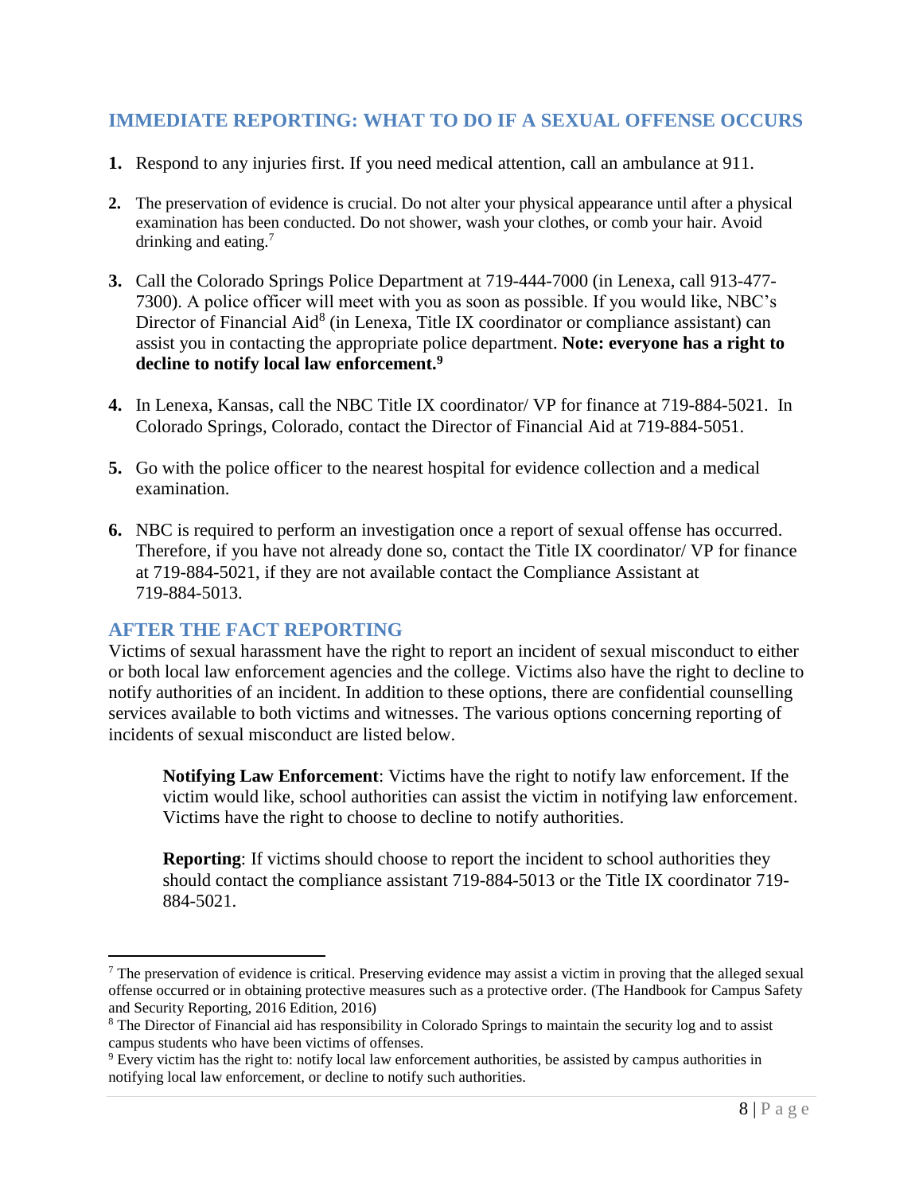## IMMEDIATE REPORTING: WHAT TO DO IF A SEXUAL OFFENSE OCCURS

1. Respond to any injuries first. If you need medical attention, call an ambulance at 911.

2. The preservation of evidence is crucial. Do not alter your physical appearance until after a physical examination has been conducted. Do not shower, wash your clothes, or comb your hair. Avoid drinking and eating.[7]

3. Call the Colorado Springs Police Department at 719-444-7000 (in Lenexa, call 913-477-7300). A police officer will meet with you as soon as possible. If you would like, NBC's Director of Financial Aid[8] (in Lenexa, Title IX coordinator or compliance assistant) can assist you in contacting the appropriate police department. **Note: everyone has a right to decline to notify local law enforcement.[9]**

4. In Lenexa, Kansas, call the NBC Title IX coordinator/ VP for finance at 719-884-5021. In Colorado Springs, Colorado, contact the Director of Financial Aid at 719-884-5051.

5. Go with the police officer to the nearest hospital for evidence collection and a medical examination.

6. NBC is required to perform an investigation once a report of sexual offense has occurred. Therefore, if you have not already done so, contact the Title IX coordinator/ VP for finance at 719-884-5021, if they are not available contact the Compliance Assistant at 719-884-5013.

## AFTER THE FACT REPORTING

Victims of sexual harassment have the right to report an incident of sexual misconduct to either or both local law enforcement agencies and the college. Victims also have the right to decline to notify authorities of an incident. In addition to these options, there are confidential counselling services available to both victims and witnesses. The various options concerning reporting of incidents of sexual misconduct are listed below.

**Notifying Law Enforcement**: Victims have the right to notify law enforcement. If the victim would like, school authorities can assist the victim in notifying law enforcement. Victims have the right to choose to decline to notify authorities.

**Reporting**: If victims should choose to report the incident to school authorities they should contact the compliance assistant 719-884-5013 or the Title IX coordinator 719-884-5021.

---

[7] The preservation of evidence is critical. Preserving evidence may assist a victim in proving that the alleged sexual offense occurred or in obtaining protective measures such as a protective order. (The Handbook for Campus Safety and Security Reporting, 2016 Edition, 2016)

[8] The Director of Financial aid has responsibility in Colorado Springs to maintain the security log and to assist campus students who have been victims of offenses.

[9] Every victim has the right to: notify local law enforcement authorities, be assisted by campus authorities in notifying local law enforcement, or decline to notify such authorities.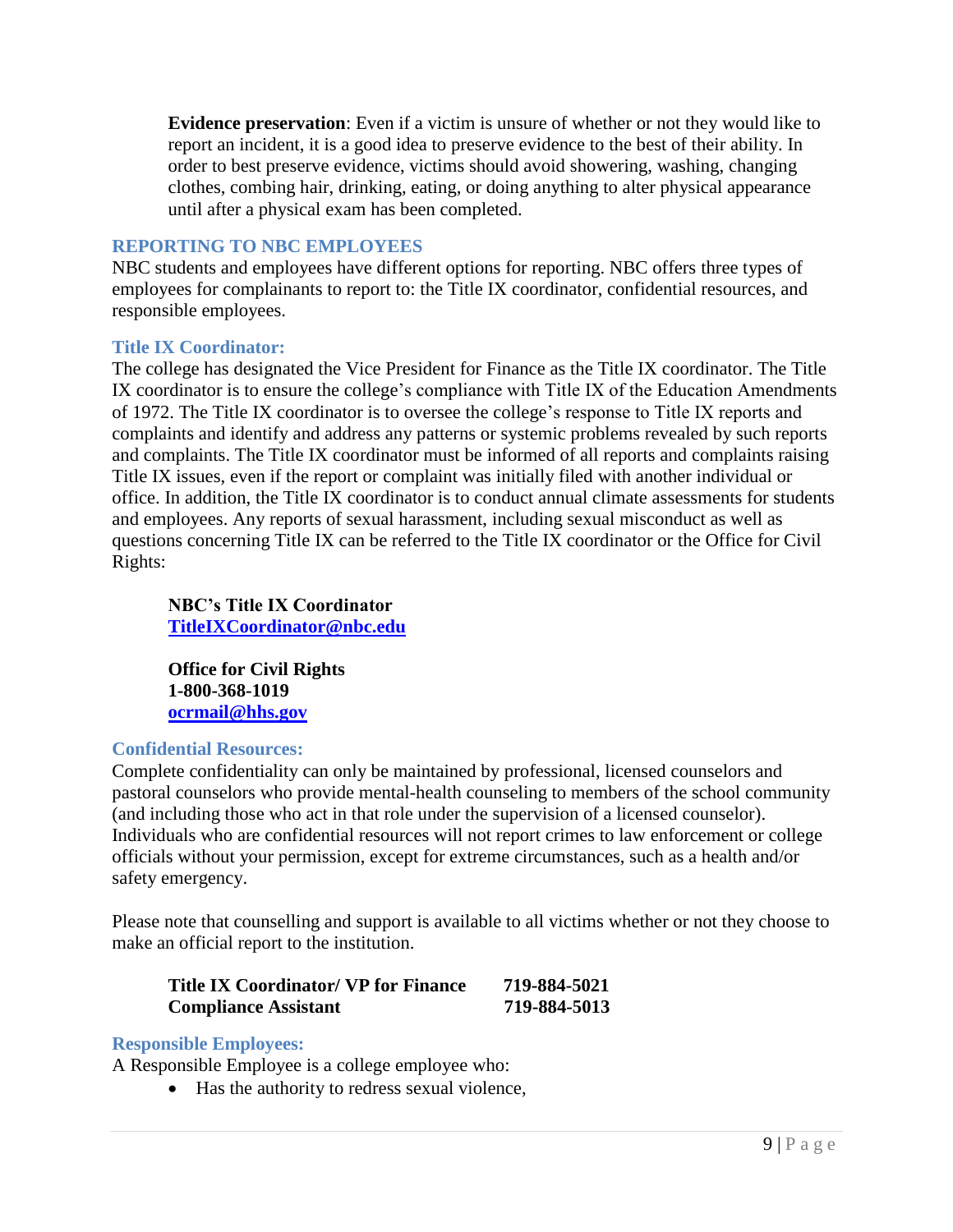**Evidence preservation**: Even if a victim is unsure of whether or not they would like to report an incident, it is a good idea to preserve evidence to the best of their ability. In order to best preserve evidence, victims should avoid showering, washing, changing clothes, combing hair, drinking, eating, or doing anything to alter physical appearance until after a physical exam has been completed.

## REPORTING TO NBC EMPLOYEES

NBC students and employees have different options for reporting. NBC offers three types of employees for complainants to report to: the Title IX coordinator, confidential resources, and responsible employees.

### Title IX Coordinator:

The college has designated the Vice President for Finance as the Title IX coordinator. The Title IX coordinator is to ensure the college's compliance with Title IX of the Education Amendments of 1972. The Title IX coordinator is to oversee the college's response to Title IX reports and complaints and identify and address any patterns or systemic problems revealed by such reports and complaints. The Title IX coordinator must be informed of all reports and complaints raising Title IX issues, even if the report or complaint was initially filed with another individual or office. In addition, the Title IX coordinator is to conduct annual climate assessments for students and employees. Any reports of sexual harassment, including sexual misconduct as well as questions concerning Title IX can be referred to the Title IX coordinator or the Office for Civil Rights:

**NBC's Title IX Coordinator**
**TitleIXCoordinator@nbc.edu**

**Office for Civil Rights**
**1-800-368-1019**
**ocrmail@hhs.gov**

### Confidential Resources:

Complete confidentiality can only be maintained by professional, licensed counselors and pastoral counselors who provide mental-health counseling to members of the school community (and including those who act in that role under the supervision of a licensed counselor). Individuals who are confidential resources will not report crimes to law enforcement or college officials without your permission, except for extreme circumstances, such as a health and/or safety emergency.

Please note that counselling and support is available to all victims whether or not they choose to make an official report to the institution.

| | |
|---|---|
| **Title IX Coordinator/ VP for Finance** | **719-884-5021** |
| **Compliance Assistant** | **719-884-5013** |

### Responsible Employees:

A Responsible Employee is a college employee who:

- Has the authority to redress sexual violence,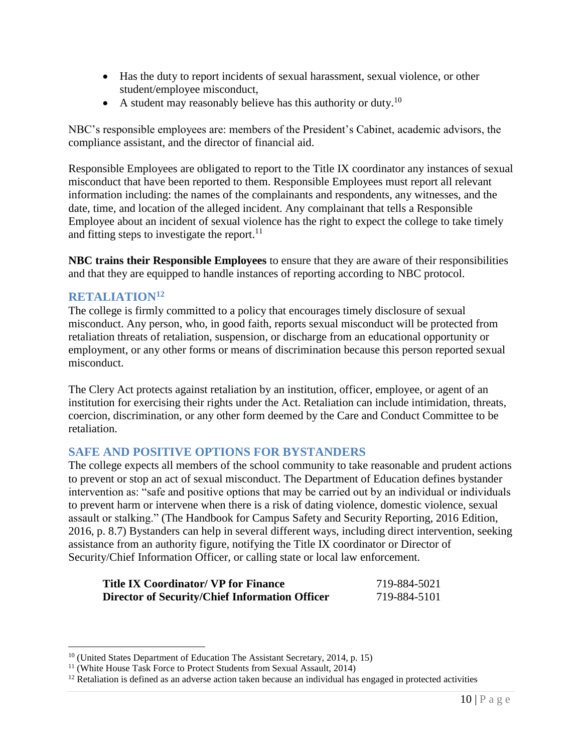- Has the duty to report incidents of sexual harassment, sexual violence, or other student/employee misconduct,
- A student may reasonably believe has this authority or duty.[10]

NBC's responsible employees are: members of the President's Cabinet, academic advisors, the compliance assistant, and the director of financial aid.

Responsible Employees are obligated to report to the Title IX coordinator any instances of sexual misconduct that have been reported to them. Responsible Employees must report all relevant information including: the names of the complainants and respondents, any witnesses, and the date, time, and location of the alleged incident. Any complainant that tells a Responsible Employee about an incident of sexual violence has the right to expect the college to take timely and fitting steps to investigate the report.[11]

**NBC trains their Responsible Employees** to ensure that they are aware of their responsibilities and that they are equipped to handle instances of reporting according to NBC protocol.

## RETALIATION[12]

The college is firmly committed to a policy that encourages timely disclosure of sexual misconduct. Any person, who, in good faith, reports sexual misconduct will be protected from retaliation threats of retaliation, suspension, or discharge from an educational opportunity or employment, or any other forms or means of discrimination because this person reported sexual misconduct.

The Clery Act protects against retaliation by an institution, officer, employee, or agent of an institution for exercising their rights under the Act. Retaliation can include intimidation, threats, coercion, discrimination, or any other form deemed by the Care and Conduct Committee to be retaliation.

## SAFE AND POSITIVE OPTIONS FOR BYSTANDERS

The college expects all members of the school community to take reasonable and prudent actions to prevent or stop an act of sexual misconduct. The Department of Education defines bystander intervention as: "safe and positive options that may be carried out by an individual or individuals to prevent harm or intervene when there is a risk of dating violence, domestic violence, sexual assault or stalking." (The Handbook for Campus Safety and Security Reporting, 2016 Edition, 2016, p. 8.7) Bystanders can help in several different ways, including direct intervention, seeking assistance from an authority figure, notifying the Title IX coordinator or Director of Security/Chief Information Officer, or calling state or local law enforcement.

| | |
|---|---|
| **Title IX Coordinator/ VP for Finance** | 719-884-5021 |
| **Director of Security/Chief Information Officer** | 719-884-5101 |

---

[10] (United States Department of Education The Assistant Secretary, 2014, p. 15)

[11] (White House Task Force to Protect Students from Sexual Assault, 2014)

[12] Retaliation is defined as an adverse action taken because an individual has engaged in protected activities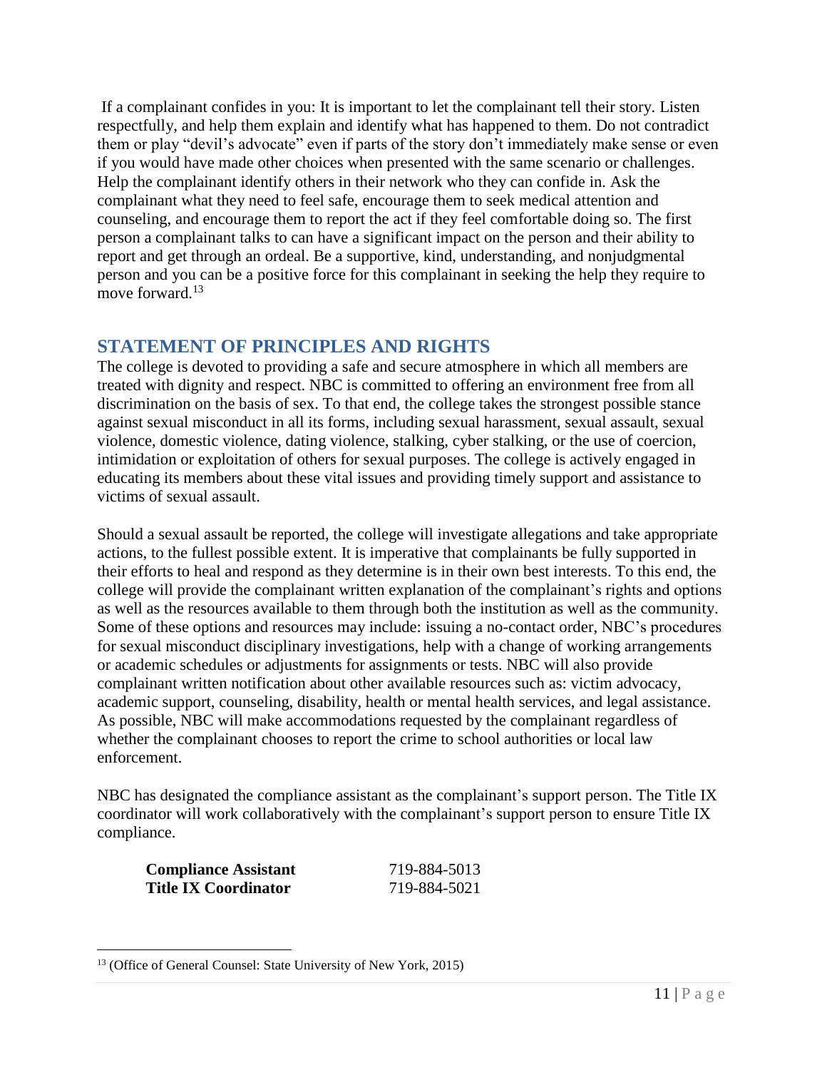If a complainant confides in you: It is important to let the complainant tell their story. Listen respectfully, and help them explain and identify what has happened to them. Do not contradict them or play "devil's advocate" even if parts of the story don't immediately make sense or even if you would have made other choices when presented with the same scenario or challenges. Help the complainant identify others in their network who they can confide in. Ask the complainant what they need to feel safe, encourage them to seek medical attention and counseling, and encourage them to report the act if they feel comfortable doing so. The first person a complainant talks to can have a significant impact on the person and their ability to report and get through an ordeal. Be a supportive, kind, understanding, and nonjudgmental person and you can be a positive force for this complainant in seeking the help they require to move forward.[13]

## STATEMENT OF PRINCIPLES AND RIGHTS

The college is devoted to providing a safe and secure atmosphere in which all members are treated with dignity and respect. NBC is committed to offering an environment free from all discrimination on the basis of sex. To that end, the college takes the strongest possible stance against sexual misconduct in all its forms, including sexual harassment, sexual assault, sexual violence, domestic violence, dating violence, stalking, cyber stalking, or the use of coercion, intimidation or exploitation of others for sexual purposes. The college is actively engaged in educating its members about these vital issues and providing timely support and assistance to victims of sexual assault.

Should a sexual assault be reported, the college will investigate allegations and take appropriate actions, to the fullest possible extent. It is imperative that complainants be fully supported in their efforts to heal and respond as they determine is in their own best interests. To this end, the college will provide the complainant written explanation of the complainant's rights and options as well as the resources available to them through both the institution as well as the community. Some of these options and resources may include: issuing a no-contact order, NBC's procedures for sexual misconduct disciplinary investigations, help with a change of working arrangements or academic schedules or adjustments for assignments or tests. NBC will also provide complainant written notification about other available resources such as: victim advocacy, academic support, counseling, disability, health or mental health services, and legal assistance. As possible, NBC will make accommodations requested by the complainant regardless of whether the complainant chooses to report the crime to school authorities or local law enforcement.

NBC has designated the compliance assistant as the complainant's support person. The Title IX coordinator will work collaboratively with the complainant's support person to ensure Title IX compliance.

| | |
|---|---|
| **Compliance Assistant** | 719-884-5013 |
| **Title IX Coordinator** | 719-884-5021 |

---

[13] (Office of General Counsel: State University of New York, 2015)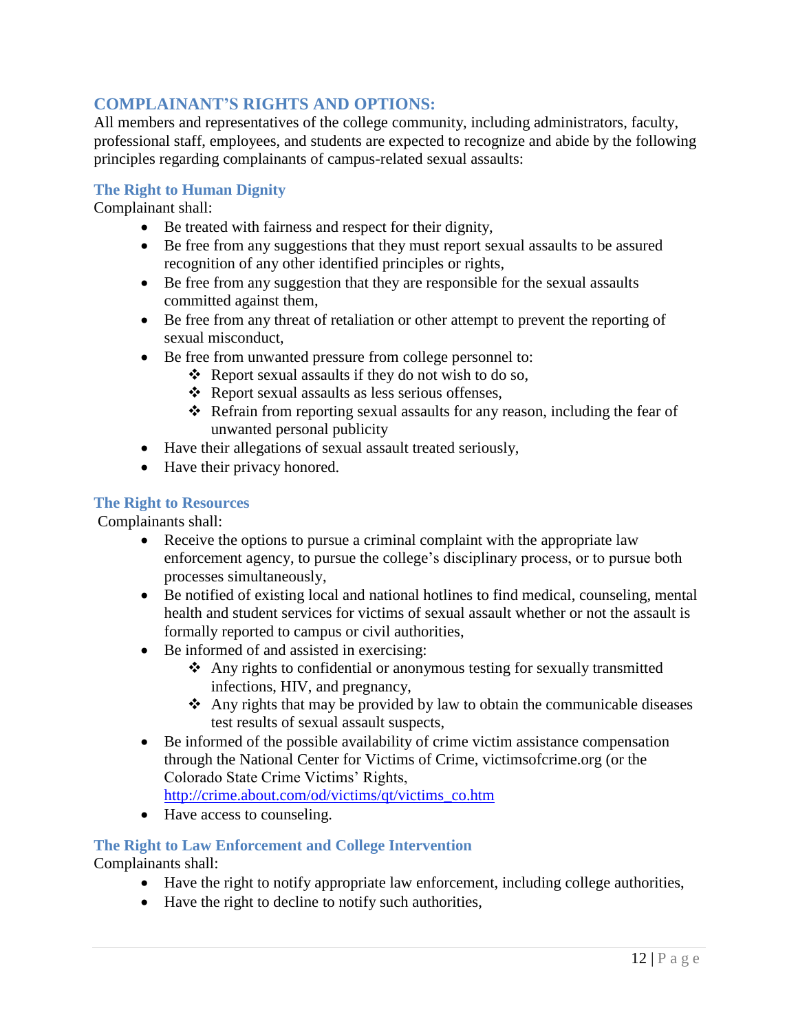## COMPLAINANT'S RIGHTS AND OPTIONS:

All members and representatives of the college community, including administrators, faculty, professional staff, employees, and students are expected to recognize and abide by the following principles regarding complainants of campus-related sexual assaults:

### The Right to Human Dignity

Complainant shall:

- Be treated with fairness and respect for their dignity,
- Be free from any suggestions that they must report sexual assaults to be assured recognition of any other identified principles or rights,
- Be free from any suggestion that they are responsible for the sexual assaults committed against them,
- Be free from any threat of retaliation or other attempt to prevent the reporting of sexual misconduct,
- Be free from unwanted pressure from college personnel to:
    - Report sexual assaults if they do not wish to do so,
    - Report sexual assaults as less serious offenses,
    - Refrain from reporting sexual assaults for any reason, including the fear of unwanted personal publicity
- Have their allegations of sexual assault treated seriously,
- Have their privacy honored.

### The Right to Resources

Complainants shall:

- Receive the options to pursue a criminal complaint with the appropriate law enforcement agency, to pursue the college's disciplinary process, or to pursue both processes simultaneously,
- Be notified of existing local and national hotlines to find medical, counseling, mental health and student services for victims of sexual assault whether or not the assault is formally reported to campus or civil authorities,
- Be informed of and assisted in exercising:
    - Any rights to confidential or anonymous testing for sexually transmitted infections, HIV, and pregnancy,
    - Any rights that may be provided by law to obtain the communicable diseases test results of sexual assault suspects,
- Be informed of the possible availability of crime victim assistance compensation through the National Center for Victims of Crime, victimsofcrime.org (or the Colorado State Crime Victims' Rights, http://crime.about.com/od/victims/qt/victims_co.htm
- Have access to counseling.

### The Right to Law Enforcement and College Intervention

Complainants shall:

- Have the right to notify appropriate law enforcement, including college authorities,
- Have the right to decline to notify such authorities,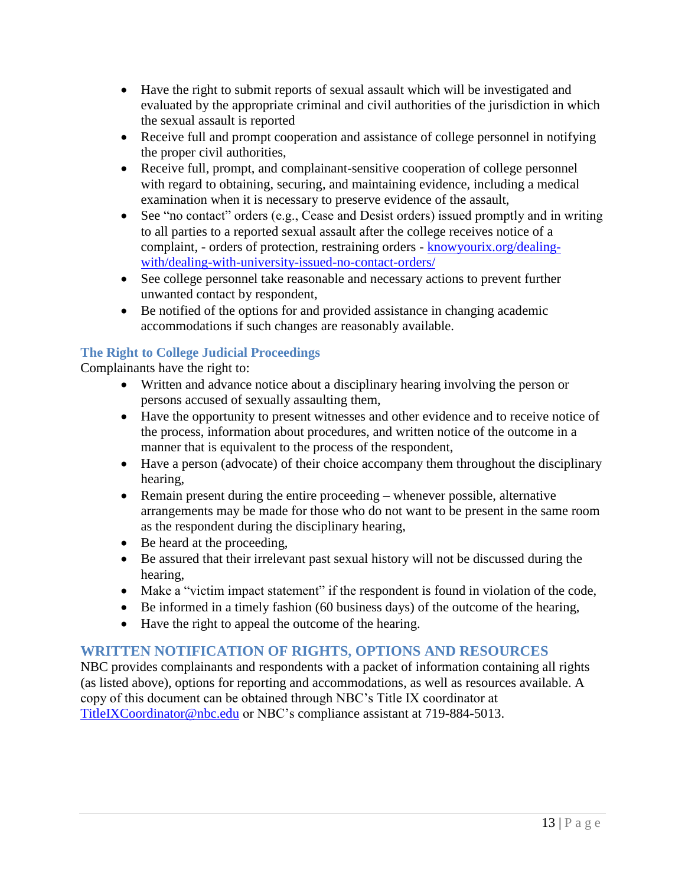- Have the right to submit reports of sexual assault which will be investigated and evaluated by the appropriate criminal and civil authorities of the jurisdiction in which the sexual assault is reported
- Receive full and prompt cooperation and assistance of college personnel in notifying the proper civil authorities,
- Receive full, prompt, and complainant-sensitive cooperation of college personnel with regard to obtaining, securing, and maintaining evidence, including a medical examination when it is necessary to preserve evidence of the assault,
- See "no contact" orders (e.g., Cease and Desist orders) issued promptly and in writing to all parties to a reported sexual assault after the college receives notice of a complaint, - orders of protection, restraining orders - [knowyourix.org/dealing-with/dealing-with-university-issued-no-contact-orders/](knowyourix.org/dealing-with/dealing-with-university-issued-no-contact-orders/)
- See college personnel take reasonable and necessary actions to prevent further unwanted contact by respondent,
- Be notified of the options for and provided assistance in changing academic accommodations if such changes are reasonably available.

### The Right to College Judicial Proceedings

Complainants have the right to:

- Written and advance notice about a disciplinary hearing involving the person or persons accused of sexually assaulting them,
- Have the opportunity to present witnesses and other evidence and to receive notice of the process, information about procedures, and written notice of the outcome in a manner that is equivalent to the process of the respondent,
- Have a person (advocate) of their choice accompany them throughout the disciplinary hearing,
- Remain present during the entire proceeding – whenever possible, alternative arrangements may be made for those who do not want to be present in the same room as the respondent during the disciplinary hearing,
- Be heard at the proceeding,
- Be assured that their irrelevant past sexual history will not be discussed during the hearing,
- Make a "victim impact statement" if the respondent is found in violation of the code,
- Be informed in a timely fashion (60 business days) of the outcome of the hearing,
- Have the right to appeal the outcome of the hearing.

## WRITTEN NOTIFICATION OF RIGHTS, OPTIONS AND RESOURCES

NBC provides complainants and respondents with a packet of information containing all rights (as listed above), options for reporting and accommodations, as well as resources available. A copy of this document can be obtained through NBC's Title IX coordinator at [TitleIXCoordinator@nbc.edu](mailto:TitleIXCoordinator@nbc.edu) or NBC's compliance assistant at 719-884-5013.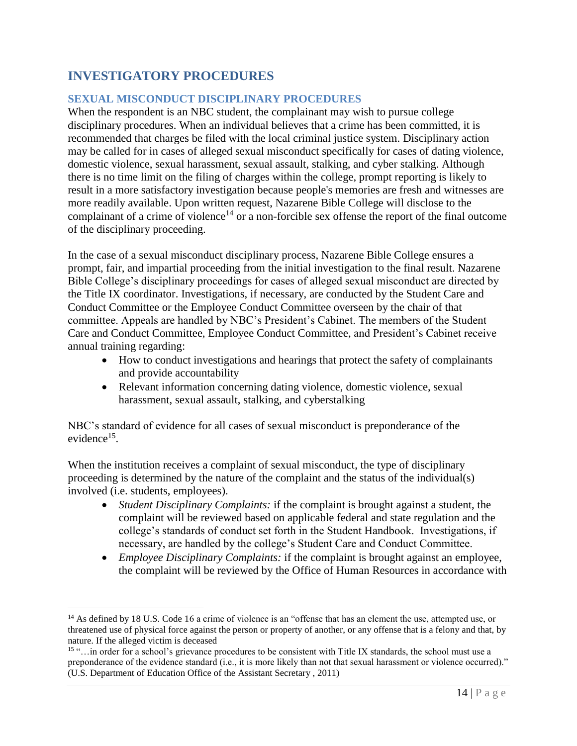## INVESTIGATORY PROCEDURES

### SEXUAL MISCONDUCT DISCIPLINARY PROCEDURES

When the respondent is an NBC student, the complainant may wish to pursue college disciplinary procedures. When an individual believes that a crime has been committed, it is recommended that charges be filed with the local criminal justice system. Disciplinary action may be called for in cases of alleged sexual misconduct specifically for cases of dating violence, domestic violence, sexual harassment, sexual assault, stalking, and cyber stalking. Although there is no time limit on the filing of charges within the college, prompt reporting is likely to result in a more satisfactory investigation because people's memories are fresh and witnesses are more readily available. Upon written request, Nazarene Bible College will disclose to the complainant of a crime of violence[14] or a non-forcible sex offense the report of the final outcome of the disciplinary proceeding.

In the case of a sexual misconduct disciplinary process, Nazarene Bible College ensures a prompt, fair, and impartial proceeding from the initial investigation to the final result. Nazarene Bible College's disciplinary proceedings for cases of alleged sexual misconduct are directed by the Title IX coordinator. Investigations, if necessary, are conducted by the Student Care and Conduct Committee or the Employee Conduct Committee overseen by the chair of that committee. Appeals are handled by NBC's President's Cabinet. The members of the Student Care and Conduct Committee, Employee Conduct Committee, and President's Cabinet receive annual training regarding:

- How to conduct investigations and hearings that protect the safety of complainants and provide accountability
- Relevant information concerning dating violence, domestic violence, sexual harassment, sexual assault, stalking, and cyberstalking

NBC's standard of evidence for all cases of sexual misconduct is preponderance of the evidence[15].

When the institution receives a complaint of sexual misconduct, the type of disciplinary proceeding is determined by the nature of the complaint and the status of the individual(s) involved (i.e. students, employees).

- *Student Disciplinary Complaints:* if the complaint is brought against a student, the complaint will be reviewed based on applicable federal and state regulation and the college's standards of conduct set forth in the Student Handbook. Investigations, if necessary, are handled by the college's Student Care and Conduct Committee.
- *Employee Disciplinary Complaints:* if the complaint is brought against an employee, the complaint will be reviewed by the Office of Human Resources in accordance with

---

[14] As defined by 18 U.S. Code 16 a crime of violence is an "offense that has an element the use, attempted use, or threatened use of physical force against the person or property of another, or any offense that is a felony and that, by nature. If the alleged victim is deceased

[15] "…in order for a school's grievance procedures to be consistent with Title IX standards, the school must use a preponderance of the evidence standard (i.e., it is more likely than not that sexual harassment or violence occurred)." (U.S. Department of Education Office of the Assistant Secretary , 2011)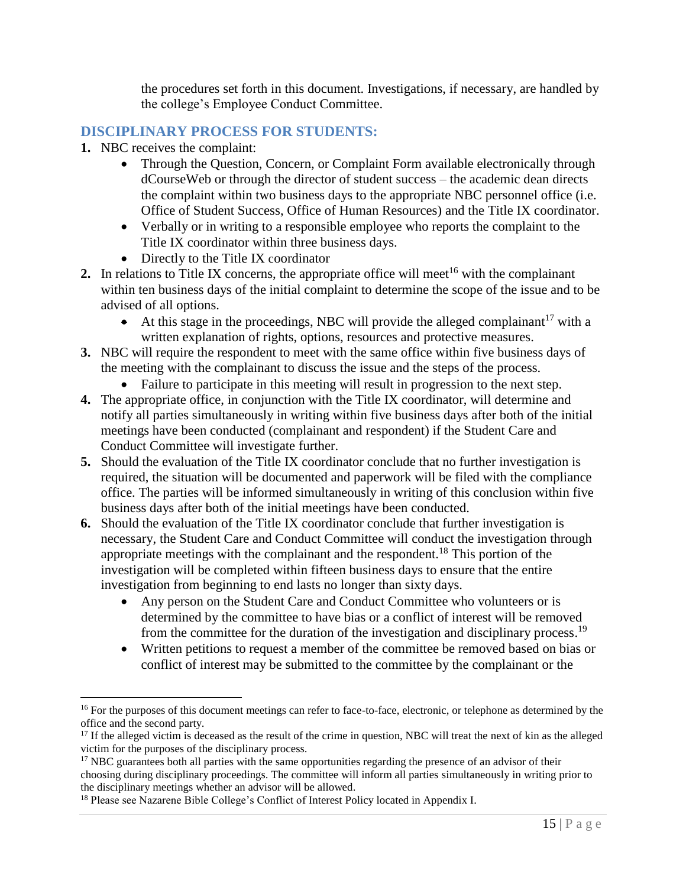the procedures set forth in this document. Investigations, if necessary, are handled by the college's Employee Conduct Committee.

## DISCIPLINARY PROCESS FOR STUDENTS:

1. NBC receives the complaint:
   - Through the Question, Concern, or Complaint Form available electronically through dCourseWeb or through the director of student success – the academic dean directs the complaint within two business days to the appropriate NBC personnel office (i.e. Office of Student Success, Office of Human Resources) and the Title IX coordinator.
   - Verbally or in writing to a responsible employee who reports the complaint to the Title IX coordinator within three business days.
   - Directly to the Title IX coordinator
2. In relations to Title IX concerns, the appropriate office will meet[16] with the complainant within ten business days of the initial complaint to determine the scope of the issue and to be advised of all options.
   - At this stage in the proceedings, NBC will provide the alleged complainant[17] with a written explanation of rights, options, resources and protective measures.
3. NBC will require the respondent to meet with the same office within five business days of the meeting with the complainant to discuss the issue and the steps of the process.
   - Failure to participate in this meeting will result in progression to the next step.
4. The appropriate office, in conjunction with the Title IX coordinator, will determine and notify all parties simultaneously in writing within five business days after both of the initial meetings have been conducted (complainant and respondent) if the Student Care and Conduct Committee will investigate further.
5. Should the evaluation of the Title IX coordinator conclude that no further investigation is required, the situation will be documented and paperwork will be filed with the compliance office. The parties will be informed simultaneously in writing of this conclusion within five business days after both of the initial meetings have been conducted.
6. Should the evaluation of the Title IX coordinator conclude that further investigation is necessary, the Student Care and Conduct Committee will conduct the investigation through appropriate meetings with the complainant and the respondent.[18] This portion of the investigation will be completed within fifteen business days to ensure that the entire investigation from beginning to end lasts no longer than sixty days.
   - Any person on the Student Care and Conduct Committee who volunteers or is determined by the committee to have bias or a conflict of interest will be removed from the committee for the duration of the investigation and disciplinary process.[19]
   - Written petitions to request a member of the committee be removed based on bias or conflict of interest may be submitted to the committee by the complainant or the

---

[16] For the purposes of this document meetings can refer to face-to-face, electronic, or telephone as determined by the office and the second party.

[17] If the alleged victim is deceased as the result of the crime in question, NBC will treat the next of kin as the alleged victim for the purposes of the disciplinary process.

[17] NBC guarantees both all parties with the same opportunities regarding the presence of an advisor of their choosing during disciplinary proceedings. The committee will inform all parties simultaneously in writing prior to the disciplinary meetings whether an advisor will be allowed.

[18] Please see Nazarene Bible College's Conflict of Interest Policy located in Appendix I.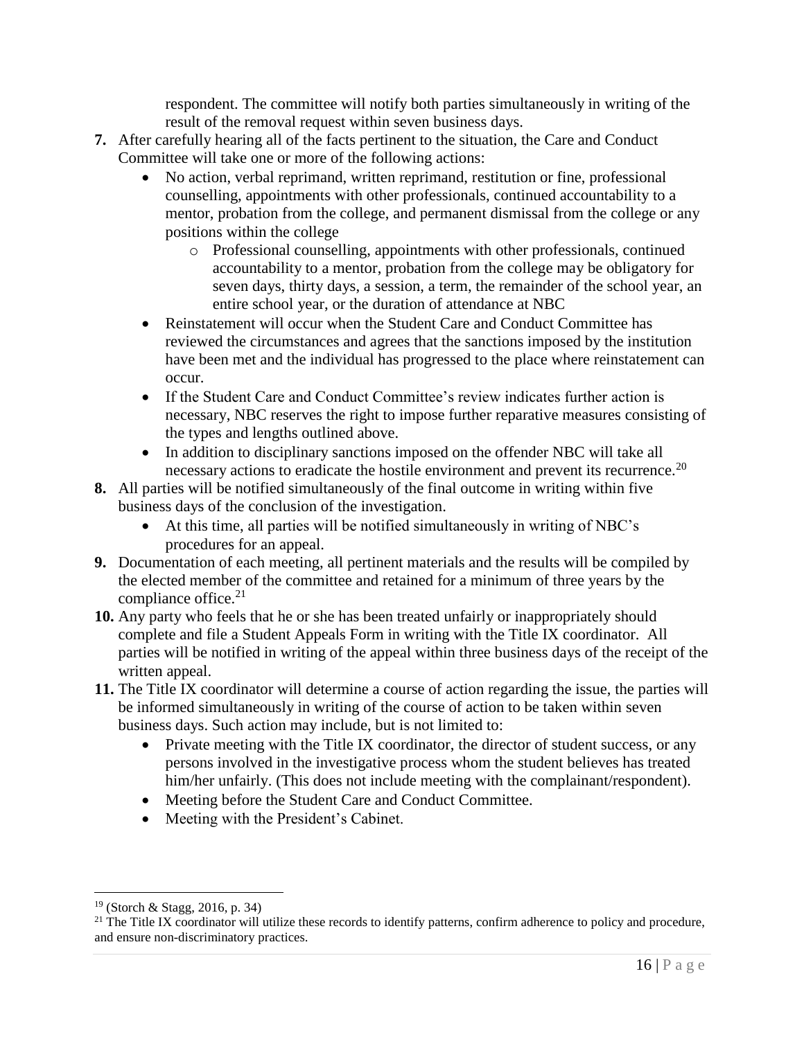respondent. The committee will notify both parties simultaneously in writing of the result of the removal request within seven business days.

7. After carefully hearing all of the facts pertinent to the situation, the Care and Conduct Committee will take one or more of the following actions:
   - No action, verbal reprimand, written reprimand, restitution or fine, professional counselling, appointments with other professionals, continued accountability to a mentor, probation from the college, and permanent dismissal from the college or any positions within the college
     - Professional counselling, appointments with other professionals, continued accountability to a mentor, probation from the college may be obligatory for seven days, thirty days, a session, a term, the remainder of the school year, an entire school year, or the duration of attendance at NBC
   - Reinstatement will occur when the Student Care and Conduct Committee has reviewed the circumstances and agrees that the sanctions imposed by the institution have been met and the individual has progressed to the place where reinstatement can occur.
   - If the Student Care and Conduct Committee's review indicates further action is necessary, NBC reserves the right to impose further reparative measures consisting of the types and lengths outlined above.
   - In addition to disciplinary sanctions imposed on the offender NBC will take all necessary actions to eradicate the hostile environment and prevent its recurrence.[20]
8. All parties will be notified simultaneously of the final outcome in writing within five business days of the conclusion of the investigation.
   - At this time, all parties will be notified simultaneously in writing of NBC's procedures for an appeal.
9. Documentation of each meeting, all pertinent materials and the results will be compiled by the elected member of the committee and retained for a minimum of three years by the compliance office.[21]
10. Any party who feels that he or she has been treated unfairly or inappropriately should complete and file a Student Appeals Form in writing with the Title IX coordinator. All parties will be notified in writing of the appeal within three business days of the receipt of the written appeal.
11. The Title IX coordinator will determine a course of action regarding the issue, the parties will be informed simultaneously in writing of the course of action to be taken within seven business days. Such action may include, but is not limited to:
    - Private meeting with the Title IX coordinator, the director of student success, or any persons involved in the investigative process whom the student believes has treated him/her unfairly. (This does not include meeting with the complainant/respondent).
    - Meeting before the Student Care and Conduct Committee.
    - Meeting with the President's Cabinet.

---

[19] (Storch & Stagg, 2016, p. 34)

[21] The Title IX coordinator will utilize these records to identify patterns, confirm adherence to policy and procedure, and ensure non-discriminatory practices.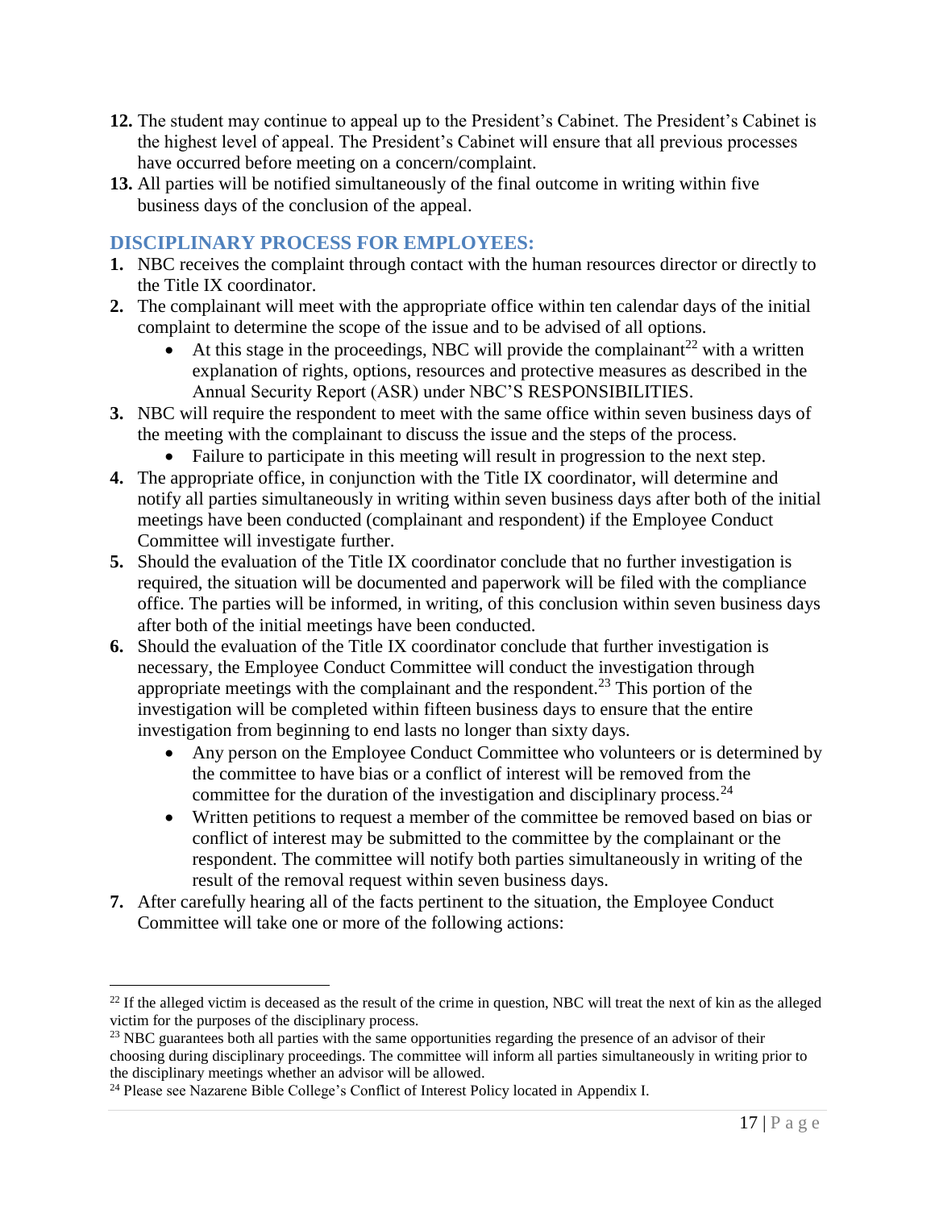12. The student may continue to appeal up to the President's Cabinet. The President's Cabinet is the highest level of appeal. The President's Cabinet will ensure that all previous processes have occurred before meeting on a concern/complaint.
13. All parties will be notified simultaneously of the final outcome in writing within five business days of the conclusion of the appeal.

## DISCIPLINARY PROCESS FOR EMPLOYEES:

1. NBC receives the complaint through contact with the human resources director or directly to the Title IX coordinator.
2. The complainant will meet with the appropriate office within ten calendar days of the initial complaint to determine the scope of the issue and to be advised of all options.
   - At this stage in the proceedings, NBC will provide the complainant[22] with a written explanation of rights, options, resources and protective measures as described in the Annual Security Report (ASR) under NBC'S RESPONSIBILITIES.
3. NBC will require the respondent to meet with the same office within seven business days of the meeting with the complainant to discuss the issue and the steps of the process.
   - Failure to participate in this meeting will result in progression to the next step.
4. The appropriate office, in conjunction with the Title IX coordinator, will determine and notify all parties simultaneously in writing within seven business days after both of the initial meetings have been conducted (complainant and respondent) if the Employee Conduct Committee will investigate further.
5. Should the evaluation of the Title IX coordinator conclude that no further investigation is required, the situation will be documented and paperwork will be filed with the compliance office. The parties will be informed, in writing, of this conclusion within seven business days after both of the initial meetings have been conducted.
6. Should the evaluation of the Title IX coordinator conclude that further investigation is necessary, the Employee Conduct Committee will conduct the investigation through appropriate meetings with the complainant and the respondent.[23] This portion of the investigation will be completed within fifteen business days to ensure that the entire investigation from beginning to end lasts no longer than sixty days.
   - Any person on the Employee Conduct Committee who volunteers or is determined by the committee to have bias or a conflict of interest will be removed from the committee for the duration of the investigation and disciplinary process.[24]
   - Written petitions to request a member of the committee be removed based on bias or conflict of interest may be submitted to the committee by the complainant or the respondent. The committee will notify both parties simultaneously in writing of the result of the removal request within seven business days.
7. After carefully hearing all of the facts pertinent to the situation, the Employee Conduct Committee will take one or more of the following actions:

---

[22] If the alleged victim is deceased as the result of the crime in question, NBC will treat the next of kin as the alleged victim for the purposes of the disciplinary process.

[23] NBC guarantees both all parties with the same opportunities regarding the presence of an advisor of their choosing during disciplinary proceedings. The committee will inform all parties simultaneously in writing prior to the disciplinary meetings whether an advisor will be allowed.

[24] Please see Nazarene Bible College's Conflict of Interest Policy located in Appendix I.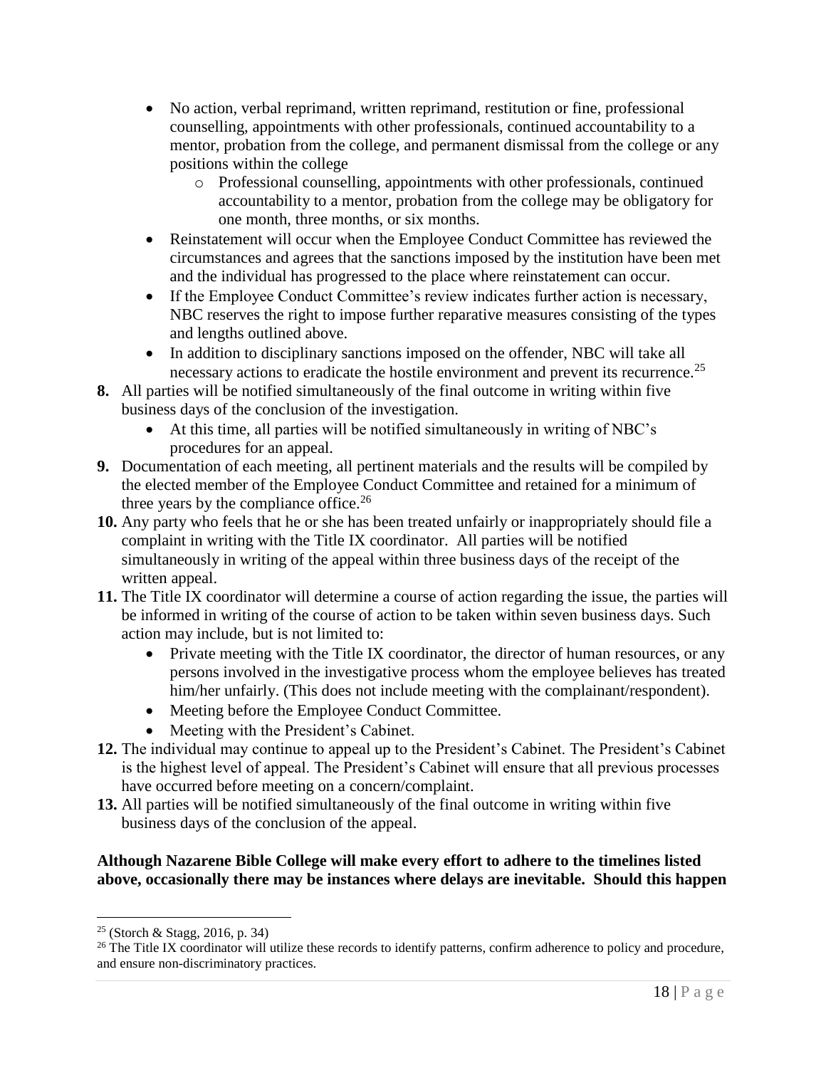- No action, verbal reprimand, written reprimand, restitution or fine, professional counselling, appointments with other professionals, continued accountability to a mentor, probation from the college, and permanent dismissal from the college or any positions within the college
  - Professional counselling, appointments with other professionals, continued accountability to a mentor, probation from the college may be obligatory for one month, three months, or six months.
- Reinstatement will occur when the Employee Conduct Committee has reviewed the circumstances and agrees that the sanctions imposed by the institution have been met and the individual has progressed to the place where reinstatement can occur.
- If the Employee Conduct Committee's review indicates further action is necessary, NBC reserves the right to impose further reparative measures consisting of the types and lengths outlined above.
- In addition to disciplinary sanctions imposed on the offender, NBC will take all necessary actions to eradicate the hostile environment and prevent its recurrence.[25]

**8.** All parties will be notified simultaneously of the final outcome in writing within five business days of the conclusion of the investigation.
   - At this time, all parties will be notified simultaneously in writing of NBC's procedures for an appeal.

**9.** Documentation of each meeting, all pertinent materials and the results will be compiled by the elected member of the Employee Conduct Committee and retained for a minimum of three years by the compliance office.[26]

**10.** Any party who feels that he or she has been treated unfairly or inappropriately should file a complaint in writing with the Title IX coordinator. All parties will be notified simultaneously in writing of the appeal within three business days of the receipt of the written appeal.

**11.** The Title IX coordinator will determine a course of action regarding the issue, the parties will be informed in writing of the course of action to be taken within seven business days. Such action may include, but is not limited to:
   - Private meeting with the Title IX coordinator, the director of human resources, or any persons involved in the investigative process whom the employee believes has treated him/her unfairly. (This does not include meeting with the complainant/respondent).
   - Meeting before the Employee Conduct Committee.
   - Meeting with the President's Cabinet.

**12.** The individual may continue to appeal up to the President's Cabinet. The President's Cabinet is the highest level of appeal. The President's Cabinet will ensure that all previous processes have occurred before meeting on a concern/complaint.

**13.** All parties will be notified simultaneously of the final outcome in writing within five business days of the conclusion of the appeal.

**Although Nazarene Bible College will make every effort to adhere to the timelines listed above, occasionally there may be instances where delays are inevitable. Should this happen**

---

[25] (Storch & Stagg, 2016, p. 34)

[26] The Title IX coordinator will utilize these records to identify patterns, confirm adherence to policy and procedure, and ensure non-discriminatory practices.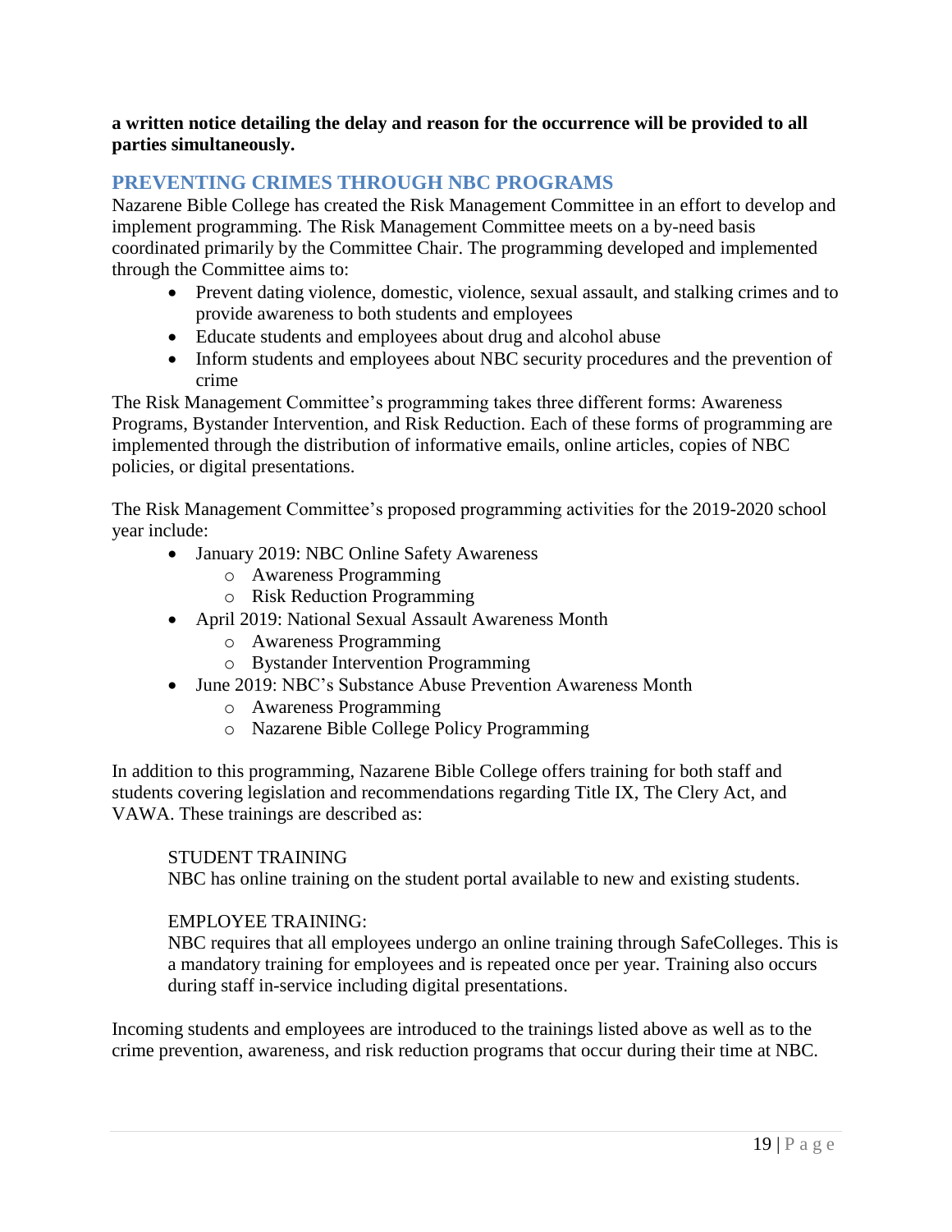**a written notice detailing the delay and reason for the occurrence will be provided to all parties simultaneously.**

## PREVENTING CRIMES THROUGH NBC PROGRAMS

Nazarene Bible College has created the Risk Management Committee in an effort to develop and implement programming. The Risk Management Committee meets on a by-need basis coordinated primarily by the Committee Chair. The programming developed and implemented through the Committee aims to:

- Prevent dating violence, domestic, violence, sexual assault, and stalking crimes and to provide awareness to both students and employees
- Educate students and employees about drug and alcohol abuse
- Inform students and employees about NBC security procedures and the prevention of crime

The Risk Management Committee's programming takes three different forms: Awareness Programs, Bystander Intervention, and Risk Reduction. Each of these forms of programming are implemented through the distribution of informative emails, online articles, copies of NBC policies, or digital presentations.

The Risk Management Committee's proposed programming activities for the 2019-2020 school year include:

- January 2019: NBC Online Safety Awareness
  - Awareness Programming
  - Risk Reduction Programming
- April 2019: National Sexual Assault Awareness Month
  - Awareness Programming
  - Bystander Intervention Programming
- June 2019: NBC's Substance Abuse Prevention Awareness Month
  - Awareness Programming
  - Nazarene Bible College Policy Programming

In addition to this programming, Nazarene Bible College offers training for both staff and students covering legislation and recommendations regarding Title IX, The Clery Act, and VAWA. These trainings are described as:

STUDENT TRAINING
NBC has online training on the student portal available to new and existing students.

EMPLOYEE TRAINING:
NBC requires that all employees undergo an online training through SafeColleges. This is a mandatory training for employees and is repeated once per year. Training also occurs during staff in-service including digital presentations.

Incoming students and employees are introduced to the trainings listed above as well as to the crime prevention, awareness, and risk reduction programs that occur during their time at NBC.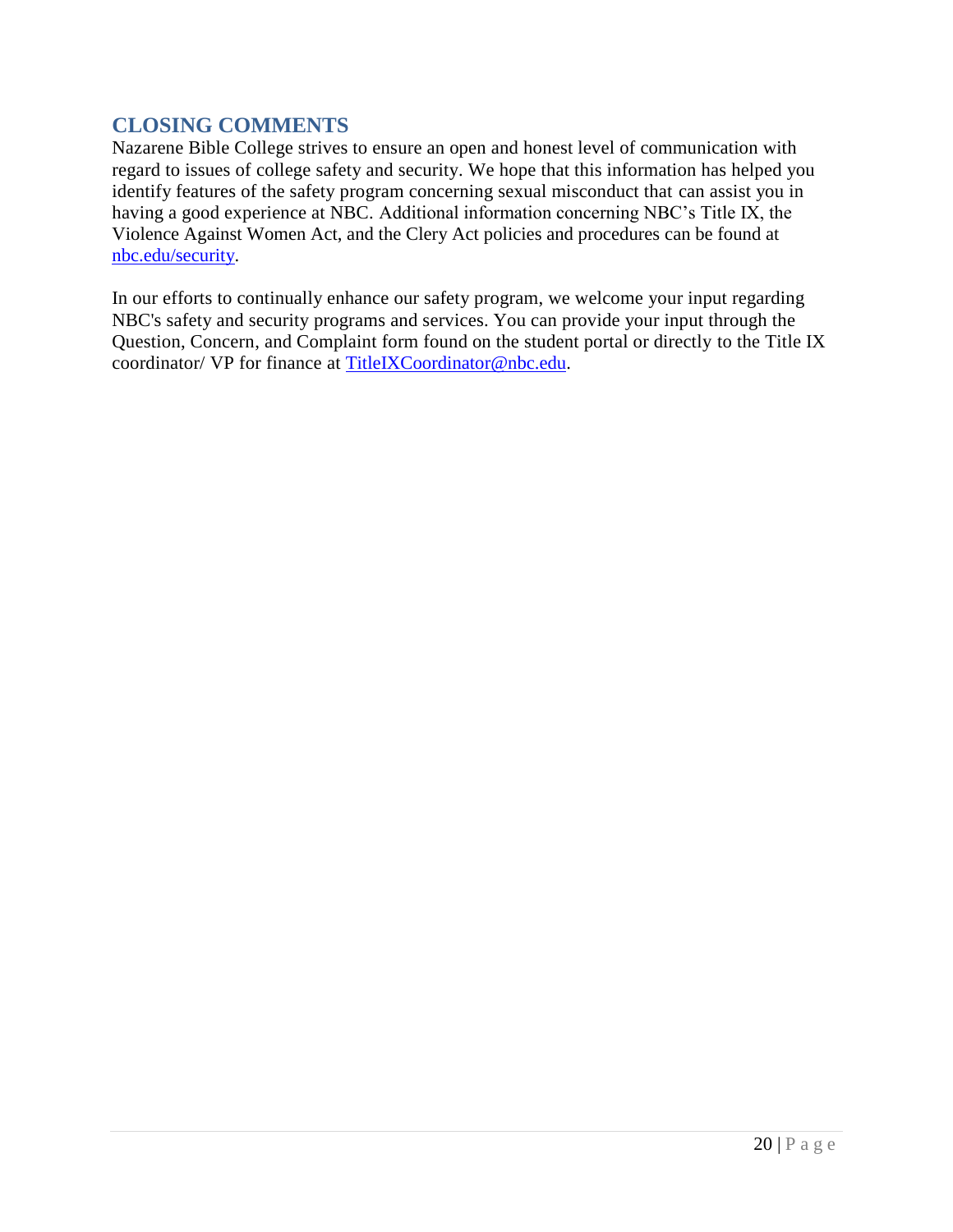## CLOSING COMMENTS

Nazarene Bible College strives to ensure an open and honest level of communication with regard to issues of college safety and security. We hope that this information has helped you identify features of the safety program concerning sexual misconduct that can assist you in having a good experience at NBC. Additional information concerning NBC's Title IX, the Violence Against Women Act, and the Clery Act policies and procedures can be found at nbc.edu/security.

In our efforts to continually enhance our safety program, we welcome your input regarding NBC's safety and security programs and services. You can provide your input through the Question, Concern, and Complaint form found on the student portal or directly to the Title IX coordinator/ VP for finance at TitleIXCoordinator@nbc.edu.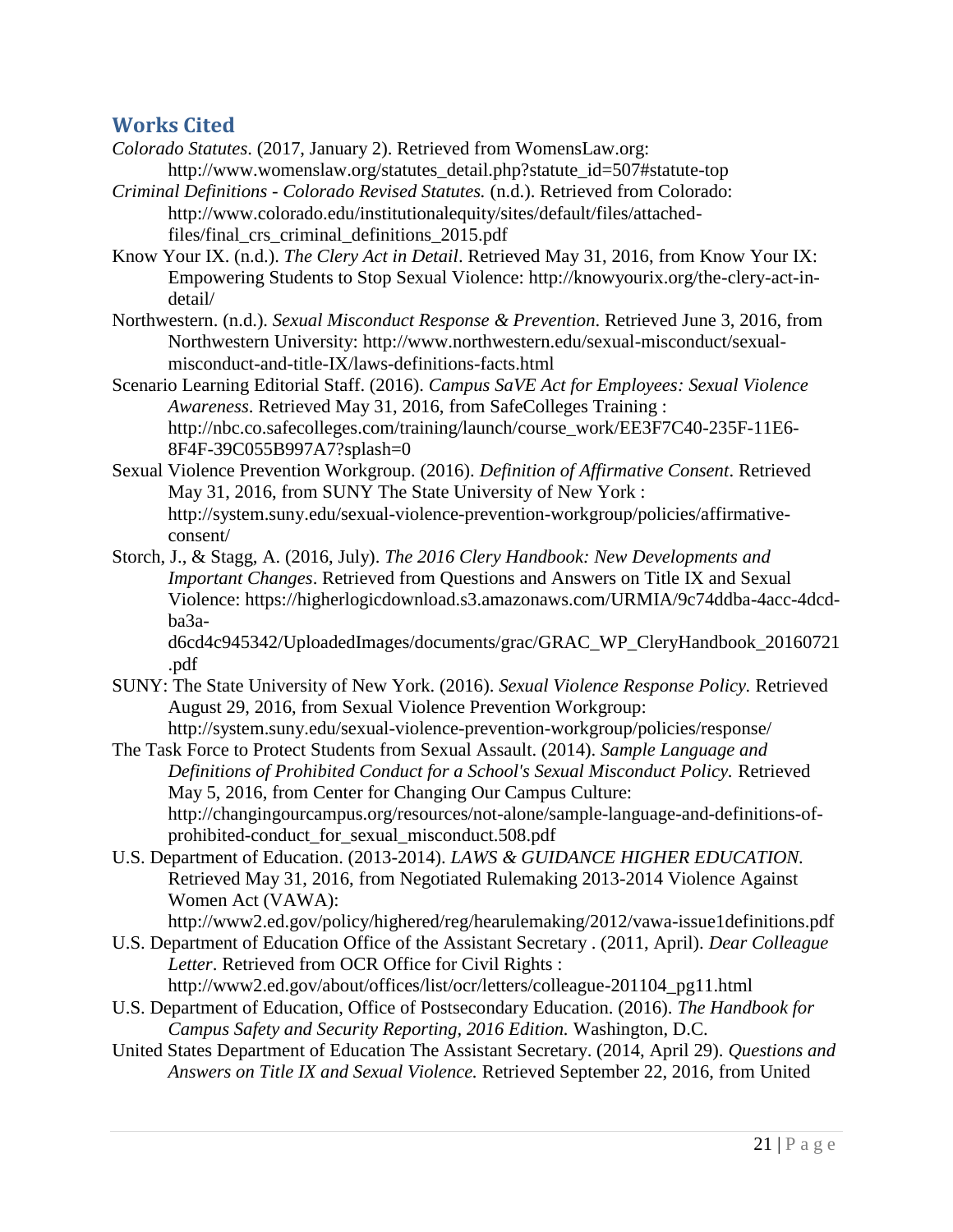## Works Cited

*Colorado Statutes*. (2017, January 2). Retrieved from WomensLaw.org: http://www.womenslaw.org/statutes_detail.php?statute_id=507#statute-top

*Criminal Definitions - Colorado Revised Statutes.* (n.d.). Retrieved from Colorado: http://www.colorado.edu/institutionalequity/sites/default/files/attached-files/final_crs_criminal_definitions_2015.pdf

Know Your IX. (n.d.). *The Clery Act in Detail*. Retrieved May 31, 2016, from Know Your IX: Empowering Students to Stop Sexual Violence: http://knowyourix.org/the-clery-act-in-detail/

Northwestern. (n.d.). *Sexual Misconduct Response & Prevention*. Retrieved June 3, 2016, from Northwestern University: http://www.northwestern.edu/sexual-misconduct/sexual-misconduct-and-title-IX/laws-definitions-facts.html

Scenario Learning Editorial Staff. (2016). *Campus SaVE Act for Employees: Sexual Violence Awareness*. Retrieved May 31, 2016, from SafeColleges Training : http://nbc.co.safecolleges.com/training/launch/course_work/EE3F7C40-235F-11E6-8F4F-39C055B997A7?splash=0

Sexual Violence Prevention Workgroup. (2016). *Definition of Affirmative Consent*. Retrieved May 31, 2016, from SUNY The State University of New York : http://system.suny.edu/sexual-violence-prevention-workgroup/policies/affirmative-consent/

Storch, J., & Stagg, A. (2016, July). *The 2016 Clery Handbook: New Developments and Important Changes*. Retrieved from Questions and Answers on Title IX and Sexual Violence: https://higherlogicdownload.s3.amazonaws.com/URMIA/9c74ddba-4acc-4dcd-ba3a-d6cd4c945342/UploadedImages/documents/grac/GRAC_WP_CleryHandbook_20160721.pdf

SUNY: The State University of New York. (2016). *Sexual Violence Response Policy.* Retrieved August 29, 2016, from Sexual Violence Prevention Workgroup: http://system.suny.edu/sexual-violence-prevention-workgroup/policies/response/

The Task Force to Protect Students from Sexual Assault. (2014). *Sample Language and Definitions of Prohibited Conduct for a School's Sexual Misconduct Policy.* Retrieved May 5, 2016, from Center for Changing Our Campus Culture: http://changingourcampus.org/resources/not-alone/sample-language-and-definitions-of-prohibited-conduct_for_sexual_misconduct.508.pdf

U.S. Department of Education. (2013-2014). *LAWS & GUIDANCE HIGHER EDUCATION*. Retrieved May 31, 2016, from Negotiated Rulemaking 2013-2014 Violence Against Women Act (VAWA): http://www2.ed.gov/policy/highered/reg/hearulemaking/2012/vawa-issue1definitions.pdf

U.S. Department of Education Office of the Assistant Secretary . (2011, April). *Dear Colleague Letter*. Retrieved from OCR Office for Civil Rights : http://www2.ed.gov/about/offices/list/ocr/letters/colleague-201104_pg11.html

U.S. Department of Education, Office of Postsecondary Education. (2016). *The Handbook for Campus Safety and Security Reporting, 2016 Edition.* Washington, D.C.

United States Department of Education The Assistant Secretary. (2014, April 29). *Questions and Answers on Title IX and Sexual Violence.* Retrieved September 22, 2016, from United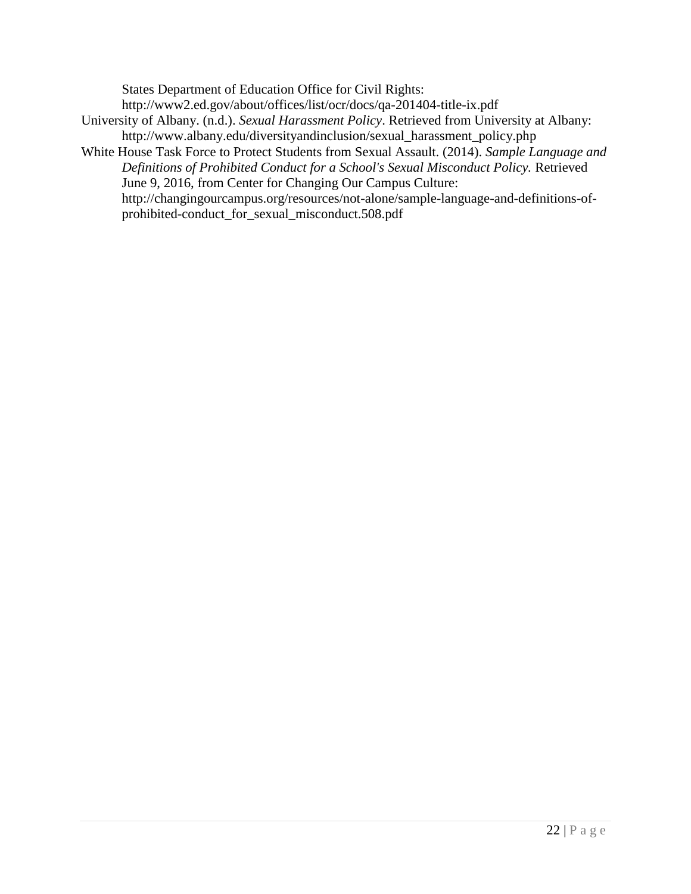States Department of Education Office for Civil Rights: http://www2.ed.gov/about/offices/list/ocr/docs/qa-201404-title-ix.pdf

University of Albany. (n.d.). *Sexual Harassment Policy*. Retrieved from University at Albany: http://www.albany.edu/diversityandinclusion/sexual_harassment_policy.php

White House Task Force to Protect Students from Sexual Assault. (2014). *Sample Language and Definitions of Prohibited Conduct for a School's Sexual Misconduct Policy.* Retrieved June 9, 2016, from Center for Changing Our Campus Culture: http://changingourcampus.org/resources/not-alone/sample-language-and-definitions-of-prohibited-conduct_for_sexual_misconduct.508.pdf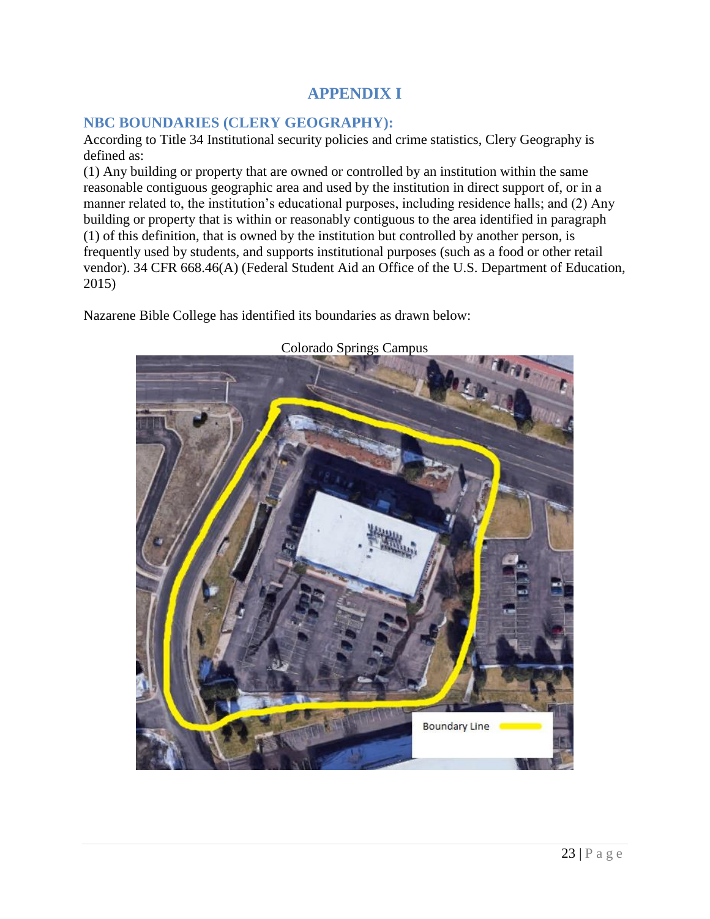# APPENDIX I

## NBC BOUNDARIES (CLERY GEOGRAPHY):

According to Title 34 Institutional security policies and crime statistics, Clery Geography is defined as:

(1) Any building or property that are owned or controlled by an institution within the same reasonable contiguous geographic area and used by the institution in direct support of, or in a manner related to, the institution's educational purposes, including residence halls; and (2) Any building or property that is within or reasonably contiguous to the area identified in paragraph (1) of this definition, that is owned by the institution but controlled by another person, is frequently used by students, and supports institutional purposes (such as a food or other retail vendor). 34 CFR 668.46(A) (Federal Student Aid an Office of the U.S. Department of Education, 2015)

Nazarene Bible College has identified its boundaries as drawn below:

Colorado Springs Campus

Boundary Line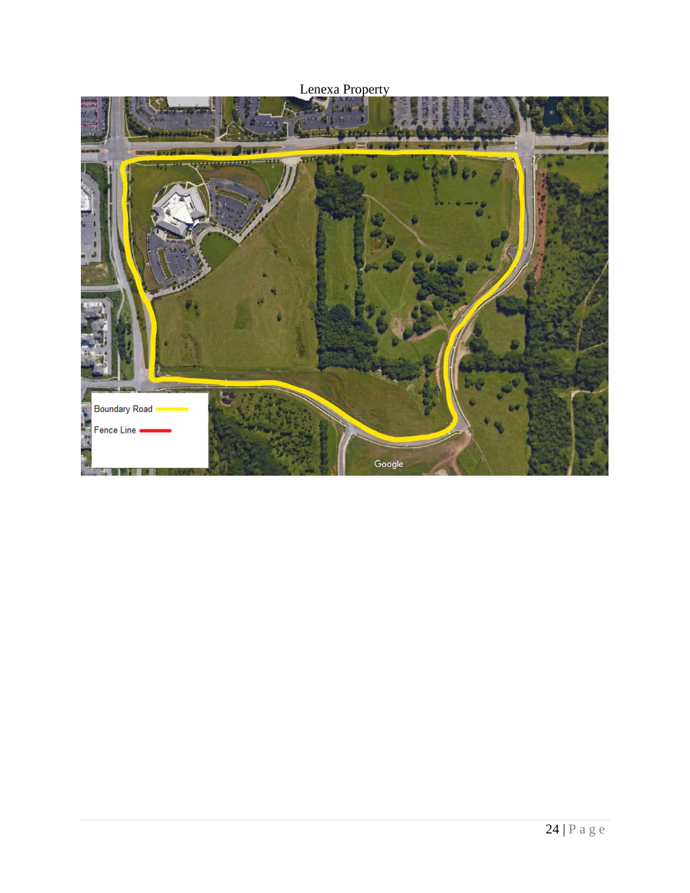Lenexa Property

Boundary Road

Fence Line

Google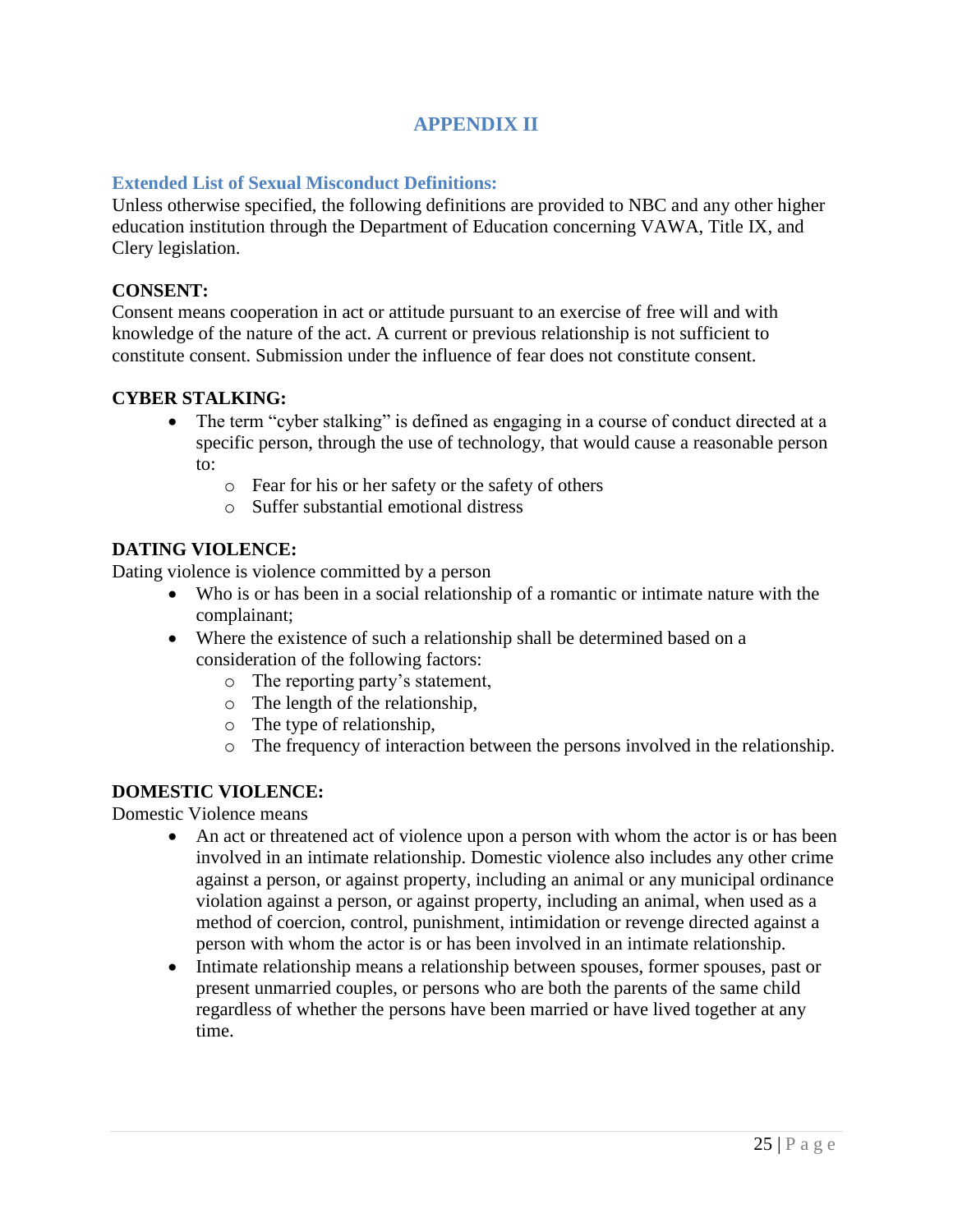# APPENDIX II

## Extended List of Sexual Misconduct Definitions:

Unless otherwise specified, the following definitions are provided to NBC and any other higher education institution through the Department of Education concerning VAWA, Title IX, and Clery legislation.

**CONSENT:**

Consent means cooperation in act or attitude pursuant to an exercise of free will and with knowledge of the nature of the act. A current or previous relationship is not sufficient to constitute consent. Submission under the influence of fear does not constitute consent.

**CYBER STALKING:**

- The term "cyber stalking" is defined as engaging in a course of conduct directed at a specific person, through the use of technology, that would cause a reasonable person to:
  - Fear for his or her safety or the safety of others
  - Suffer substantial emotional distress

**DATING VIOLENCE:**

Dating violence is violence committed by a person

- Who is or has been in a social relationship of a romantic or intimate nature with the complainant;
- Where the existence of such a relationship shall be determined based on a consideration of the following factors:
  - The reporting party's statement,
  - The length of the relationship,
  - The type of relationship,
  - The frequency of interaction between the persons involved in the relationship.

**DOMESTIC VIOLENCE:**

Domestic Violence means

- An act or threatened act of violence upon a person with whom the actor is or has been involved in an intimate relationship. Domestic violence also includes any other crime against a person, or against property, including an animal or any municipal ordinance violation against a person, or against property, including an animal, when used as a method of coercion, control, punishment, intimidation or revenge directed against a person with whom the actor is or has been involved in an intimate relationship.
- Intimate relationship means a relationship between spouses, former spouses, past or present unmarried couples, or persons who are both the parents of the same child regardless of whether the persons have been married or have lived together at any time.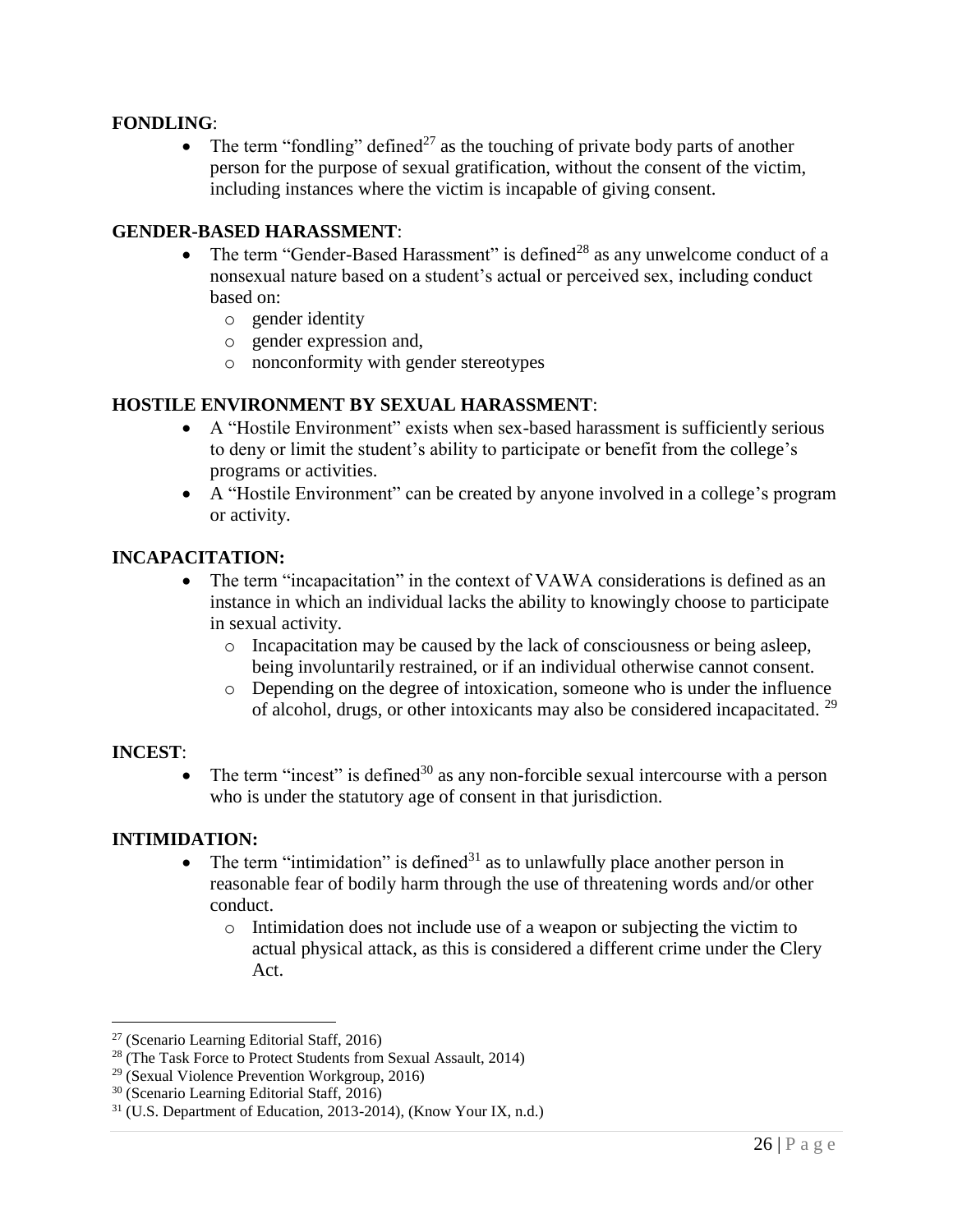**FONDLING**:

- The term "fondling" defined[27] as the touching of private body parts of another person for the purpose of sexual gratification, without the consent of the victim, including instances where the victim is incapable of giving consent.

**GENDER-BASED HARASSMENT**:

- The term "Gender-Based Harassment" is defined[28] as any unwelcome conduct of a nonsexual nature based on a student's actual or perceived sex, including conduct based on:
  - gender identity
  - gender expression and,
  - nonconformity with gender stereotypes

**HOSTILE ENVIRONMENT BY SEXUAL HARASSMENT**:

- A "Hostile Environment" exists when sex-based harassment is sufficiently serious to deny or limit the student's ability to participate or benefit from the college's programs or activities.
- A "Hostile Environment" can be created by anyone involved in a college's program or activity.

**INCAPACITATION:**

- The term "incapacitation" in the context of VAWA considerations is defined as an instance in which an individual lacks the ability to knowingly choose to participate in sexual activity.
  - Incapacitation may be caused by the lack of consciousness or being asleep, being involuntarily restrained, or if an individual otherwise cannot consent.
  - Depending on the degree of intoxication, someone who is under the influence of alcohol, drugs, or other intoxicants may also be considered incapacitated. [29]

**INCEST**:

- The term "incest" is defined[30] as any non-forcible sexual intercourse with a person who is under the statutory age of consent in that jurisdiction.

**INTIMIDATION:**

- The term "intimidation" is defined[31] as to unlawfully place another person in reasonable fear of bodily harm through the use of threatening words and/or other conduct.
  - Intimidation does not include use of a weapon or subjecting the victim to actual physical attack, as this is considered a different crime under the Clery Act.

---

[27] (Scenario Learning Editorial Staff, 2016)

[28] (The Task Force to Protect Students from Sexual Assault, 2014)

[29] (Sexual Violence Prevention Workgroup, 2016)

[30] (Scenario Learning Editorial Staff, 2016)

[31] (U.S. Department of Education, 2013-2014), (Know Your IX, n.d.)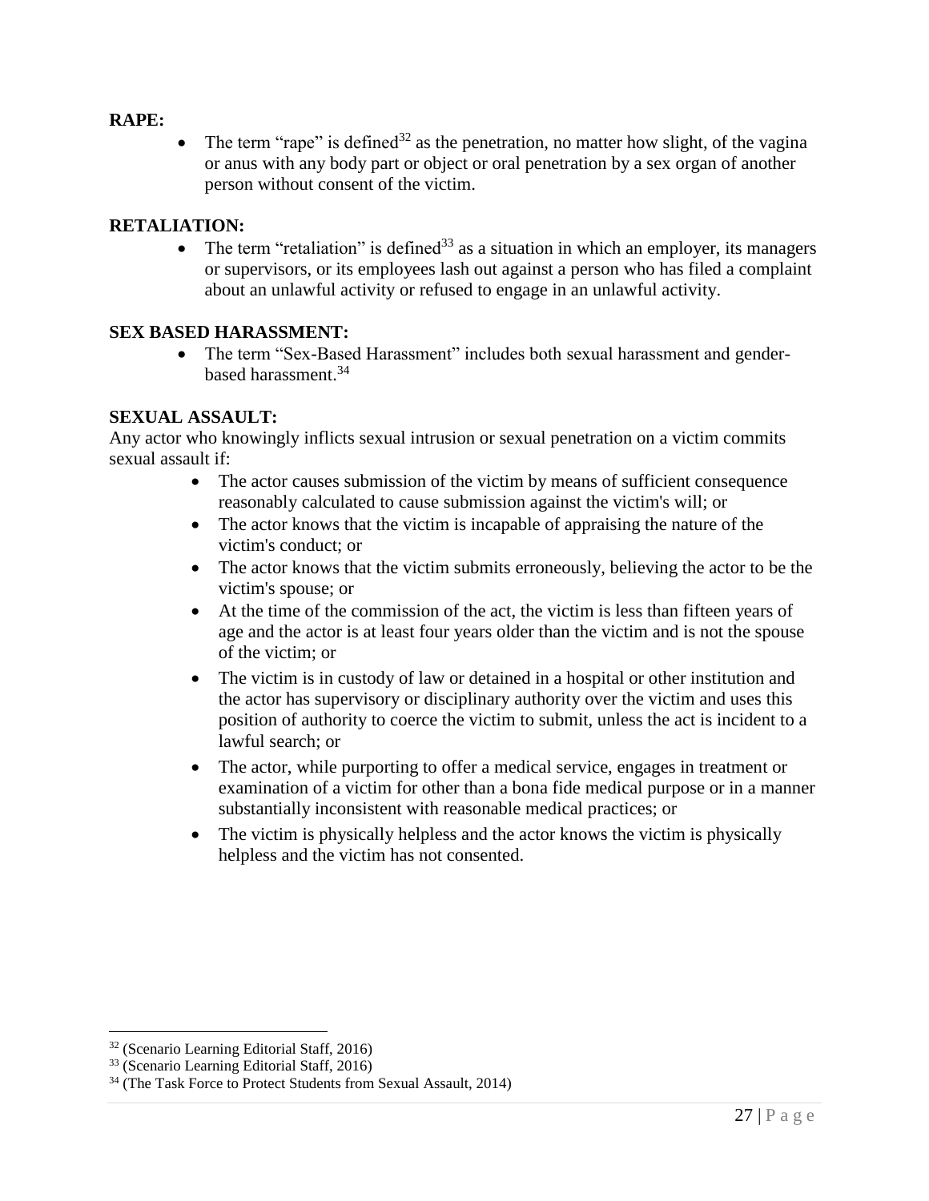**RAPE:**

- The term "rape" is defined[32] as the penetration, no matter how slight, of the vagina or anus with any body part or object or oral penetration by a sex organ of another person without consent of the victim.

**RETALIATION:**

- The term "retaliation" is defined[33] as a situation in which an employer, its managers or supervisors, or its employees lash out against a person who has filed a complaint about an unlawful activity or refused to engage in an unlawful activity.

**SEX BASED HARASSMENT:**

- The term "Sex-Based Harassment" includes both sexual harassment and gender-based harassment.[34]

**SEXUAL ASSAULT:**

Any actor who knowingly inflicts sexual intrusion or sexual penetration on a victim commits sexual assault if:

- The actor causes submission of the victim by means of sufficient consequence reasonably calculated to cause submission against the victim's will; or
- The actor knows that the victim is incapable of appraising the nature of the victim's conduct; or
- The actor knows that the victim submits erroneously, believing the actor to be the victim's spouse; or
- At the time of the commission of the act, the victim is less than fifteen years of age and the actor is at least four years older than the victim and is not the spouse of the victim; or
- The victim is in custody of law or detained in a hospital or other institution and the actor has supervisory or disciplinary authority over the victim and uses this position of authority to coerce the victim to submit, unless the act is incident to a lawful search; or
- The actor, while purporting to offer a medical service, engages in treatment or examination of a victim for other than a bona fide medical purpose or in a manner substantially inconsistent with reasonable medical practices; or
- The victim is physically helpless and the actor knows the victim is physically helpless and the victim has not consented.

---

[32] (Scenario Learning Editorial Staff, 2016)

[33] (Scenario Learning Editorial Staff, 2016)

[34] (The Task Force to Protect Students from Sexual Assault, 2014)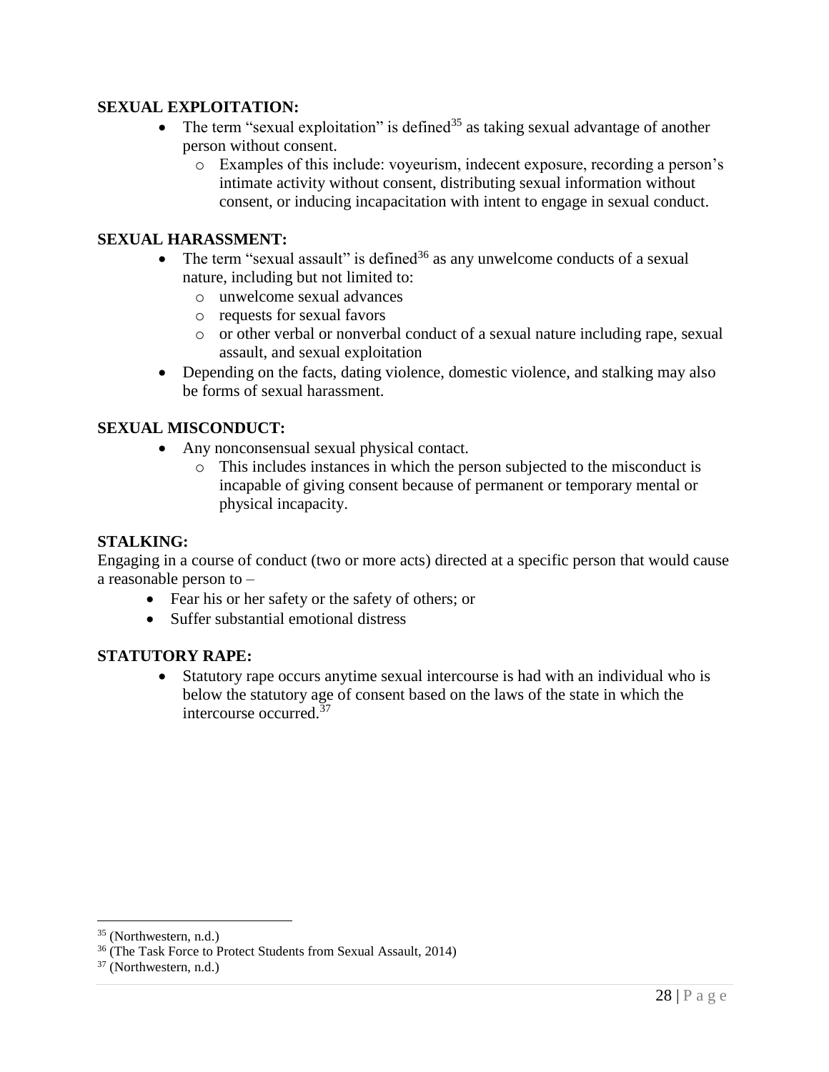**SEXUAL EXPLOITATION:**

- The term "sexual exploitation" is defined[35] as taking sexual advantage of another person without consent.
  - Examples of this include: voyeurism, indecent exposure, recording a person's intimate activity without consent, distributing sexual information without consent, or inducing incapacitation with intent to engage in sexual conduct.

**SEXUAL HARASSMENT:**

- The term "sexual assault" is defined[36] as any unwelcome conducts of a sexual nature, including but not limited to:
  - unwelcome sexual advances
  - requests for sexual favors
  - or other verbal or nonverbal conduct of a sexual nature including rape, sexual assault, and sexual exploitation
- Depending on the facts, dating violence, domestic violence, and stalking may also be forms of sexual harassment.

**SEXUAL MISCONDUCT:**

- Any nonconsensual sexual physical contact.
  - This includes instances in which the person subjected to the misconduct is incapable of giving consent because of permanent or temporary mental or physical incapacity.

**STALKING:**

Engaging in a course of conduct (two or more acts) directed at a specific person that would cause a reasonable person to –

- Fear his or her safety or the safety of others; or
- Suffer substantial emotional distress

**STATUTORY RAPE:**

- Statutory rape occurs anytime sexual intercourse is had with an individual who is below the statutory age of consent based on the laws of the state in which the intercourse occurred.[37]

---

[35] (Northwestern, n.d.)

[36] (The Task Force to Protect Students from Sexual Assault, 2014)

[37] (Northwestern, n.d.)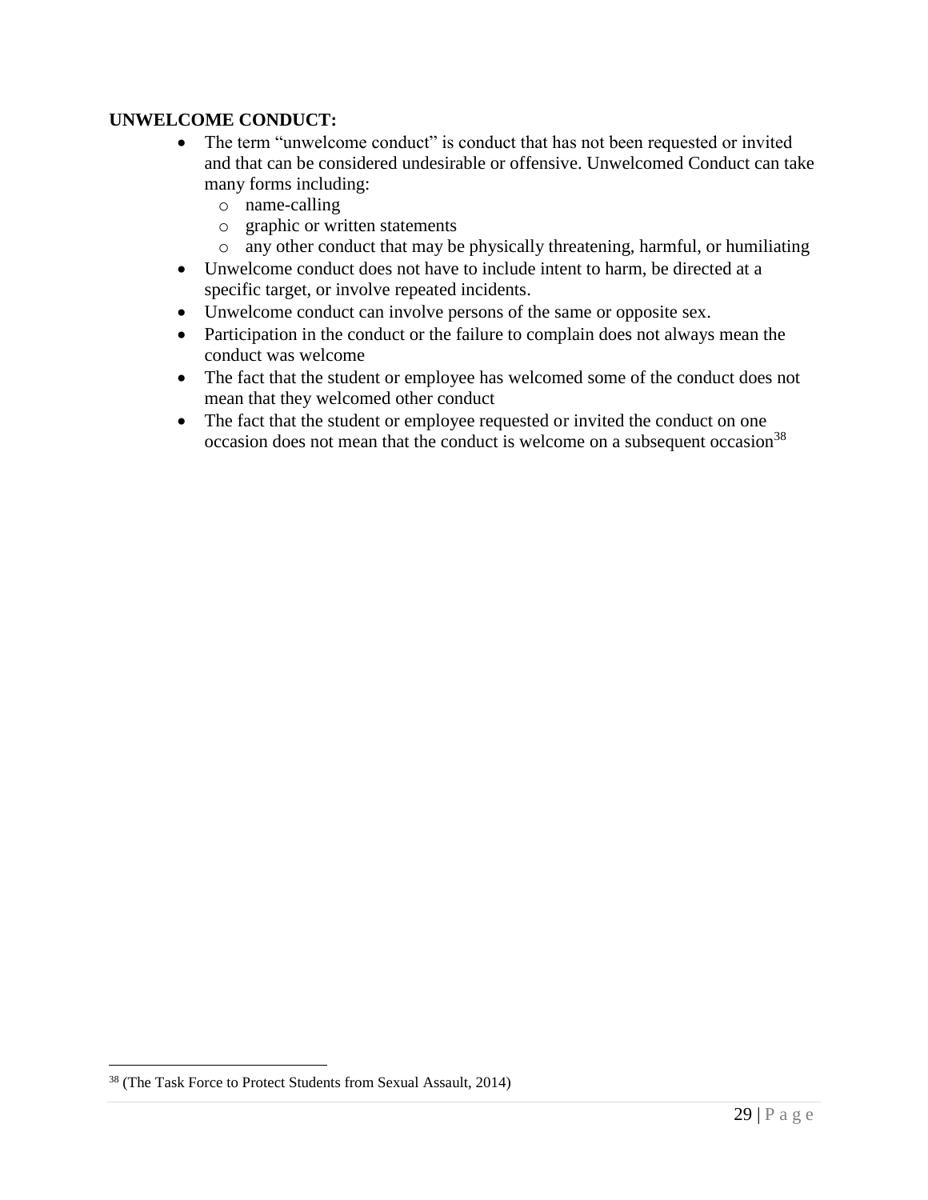**UNWELCOME CONDUCT:**

- The term "unwelcome conduct" is conduct that has not been requested or invited and that can be considered undesirable or offensive. Unwelcomed Conduct can take many forms including:
  - name-calling
  - graphic or written statements
  - any other conduct that may be physically threatening, harmful, or humiliating
- Unwelcome conduct does not have to include intent to harm, be directed at a specific target, or involve repeated incidents.
- Unwelcome conduct can involve persons of the same or opposite sex.
- Participation in the conduct or the failure to complain does not always mean the conduct was welcome
- The fact that the student or employee has welcomed some of the conduct does not mean that they welcomed other conduct
- The fact that the student or employee requested or invited the conduct on one occasion does not mean that the conduct is welcome on a subsequent occasion[38]

[38] (The Task Force to Protect Students from Sexual Assault, 2014)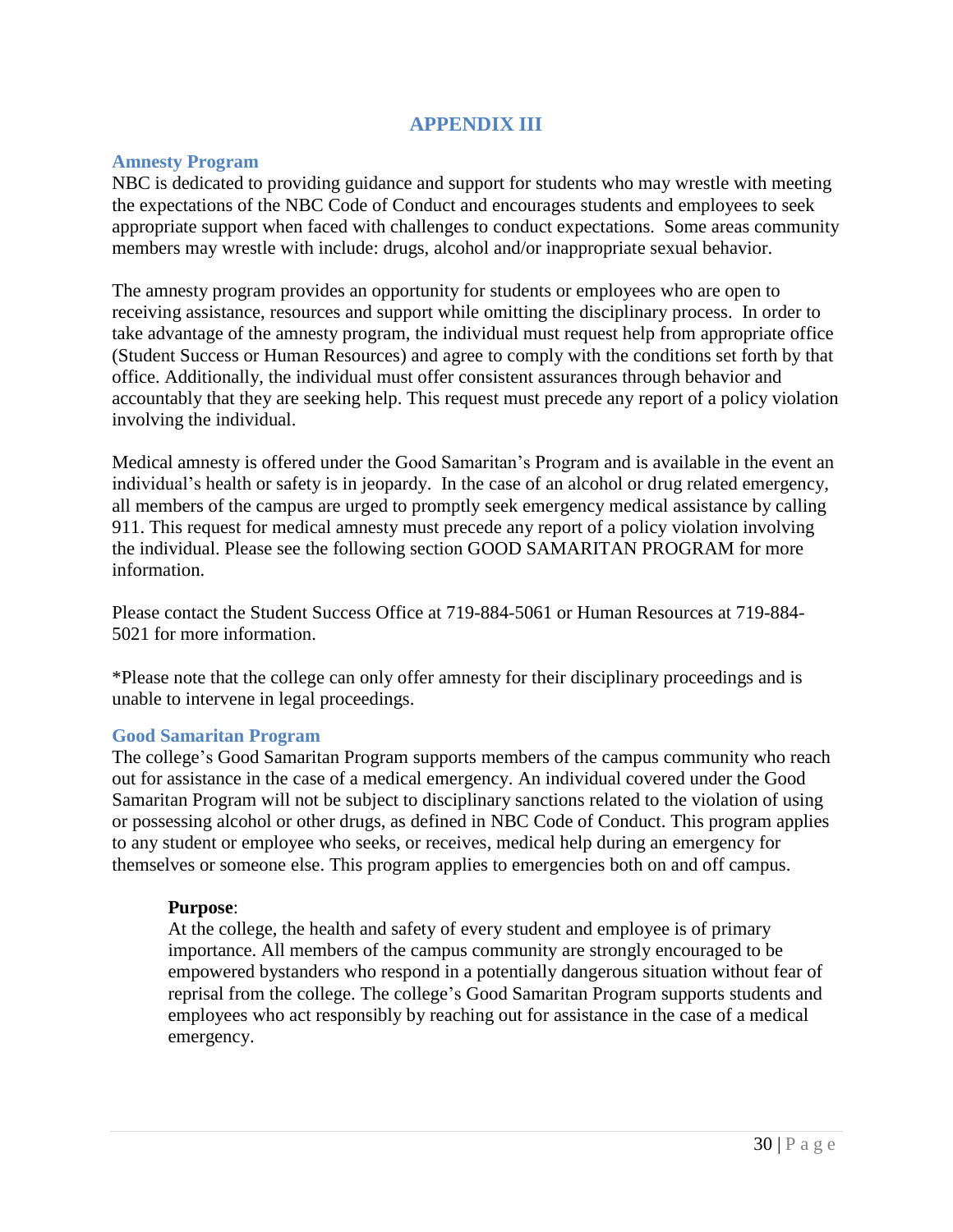# APPENDIX III

## Amnesty Program

NBC is dedicated to providing guidance and support for students who may wrestle with meeting the expectations of the NBC Code of Conduct and encourages students and employees to seek appropriate support when faced with challenges to conduct expectations. Some areas community members may wrestle with include: drugs, alcohol and/or inappropriate sexual behavior.

The amnesty program provides an opportunity for students or employees who are open to receiving assistance, resources and support while omitting the disciplinary process. In order to take advantage of the amnesty program, the individual must request help from appropriate office (Student Success or Human Resources) and agree to comply with the conditions set forth by that office. Additionally, the individual must offer consistent assurances through behavior and accountably that they are seeking help. This request must precede any report of a policy violation involving the individual.

Medical amnesty is offered under the Good Samaritan's Program and is available in the event an individual's health or safety is in jeopardy. In the case of an alcohol or drug related emergency, all members of the campus are urged to promptly seek emergency medical assistance by calling 911. This request for medical amnesty must precede any report of a policy violation involving the individual. Please see the following section GOOD SAMARITAN PROGRAM for more information.

Please contact the Student Success Office at 719-884-5061 or Human Resources at 719-884-5021 for more information.

*Please note that the college can only offer amnesty for their disciplinary proceedings and is unable to intervene in legal proceedings.

## Good Samaritan Program

The college's Good Samaritan Program supports members of the campus community who reach out for assistance in the case of a medical emergency. An individual covered under the Good Samaritan Program will not be subject to disciplinary sanctions related to the violation of using or possessing alcohol or other drugs, as defined in NBC Code of Conduct. This program applies to any student or employee who seeks, or receives, medical help during an emergency for themselves or someone else. This program applies to emergencies both on and off campus.

**Purpose**:
At the college, the health and safety of every student and employee is of primary importance. All members of the campus community are strongly encouraged to be empowered bystanders who respond in a potentially dangerous situation without fear of reprisal from the college. The college's Good Samaritan Program supports students and employees who act responsibly by reaching out for assistance in the case of a medical emergency.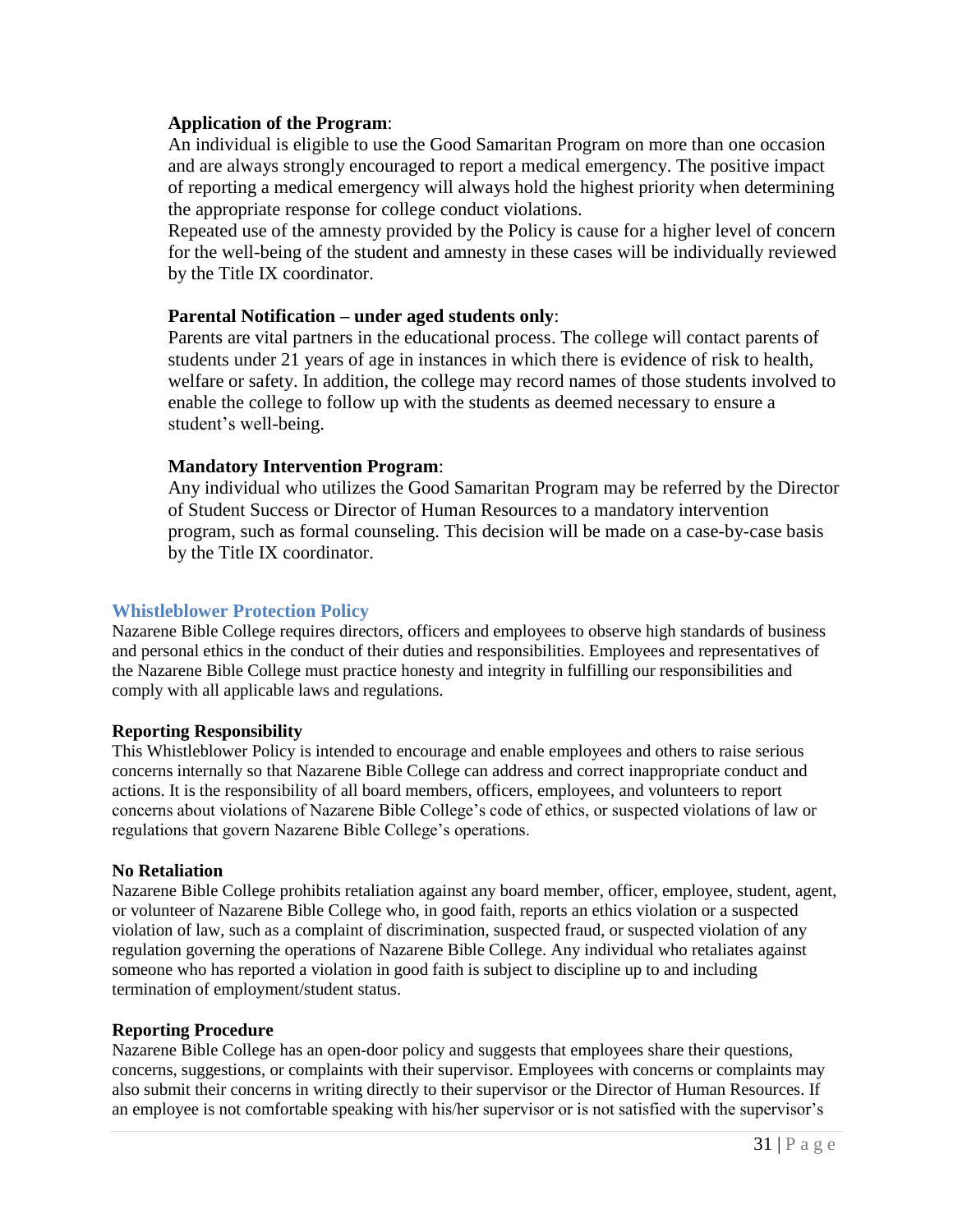**Application of the Program**:
An individual is eligible to use the Good Samaritan Program on more than one occasion and are always strongly encouraged to report a medical emergency. The positive impact of reporting a medical emergency will always hold the highest priority when determining the appropriate response for college conduct violations.
Repeated use of the amnesty provided by the Policy is cause for a higher level of concern for the well-being of the student and amnesty in these cases will be individually reviewed by the Title IX coordinator.

**Parental Notification – under aged students only**:
Parents are vital partners in the educational process. The college will contact parents of students under 21 years of age in instances in which there is evidence of risk to health, welfare or safety. In addition, the college may record names of those students involved to enable the college to follow up with the students as deemed necessary to ensure a student's well-being.

**Mandatory Intervention Program**:
Any individual who utilizes the Good Samaritan Program may be referred by the Director of Student Success or Director of Human Resources to a mandatory intervention program, such as formal counseling. This decision will be made on a case-by-case basis by the Title IX coordinator.

## Whistleblower Protection Policy

Nazarene Bible College requires directors, officers and employees to observe high standards of business and personal ethics in the conduct of their duties and responsibilities. Employees and representatives of the Nazarene Bible College must practice honesty and integrity in fulfilling our responsibilities and comply with all applicable laws and regulations.

**Reporting Responsibility**

This Whistleblower Policy is intended to encourage and enable employees and others to raise serious concerns internally so that Nazarene Bible College can address and correct inappropriate conduct and actions. It is the responsibility of all board members, officers, employees, and volunteers to report concerns about violations of Nazarene Bible College's code of ethics, or suspected violations of law or regulations that govern Nazarene Bible College's operations.

**No Retaliation**

Nazarene Bible College prohibits retaliation against any board member, officer, employee, student, agent, or volunteer of Nazarene Bible College who, in good faith, reports an ethics violation or a suspected violation of law, such as a complaint of discrimination, suspected fraud, or suspected violation of any regulation governing the operations of Nazarene Bible College. Any individual who retaliates against someone who has reported a violation in good faith is subject to discipline up to and including termination of employment/student status.

**Reporting Procedure**

Nazarene Bible College has an open-door policy and suggests that employees share their questions, concerns, suggestions, or complaints with their supervisor. Employees with concerns or complaints may also submit their concerns in writing directly to their supervisor or the Director of Human Resources. If an employee is not comfortable speaking with his/her supervisor or is not satisfied with the supervisor's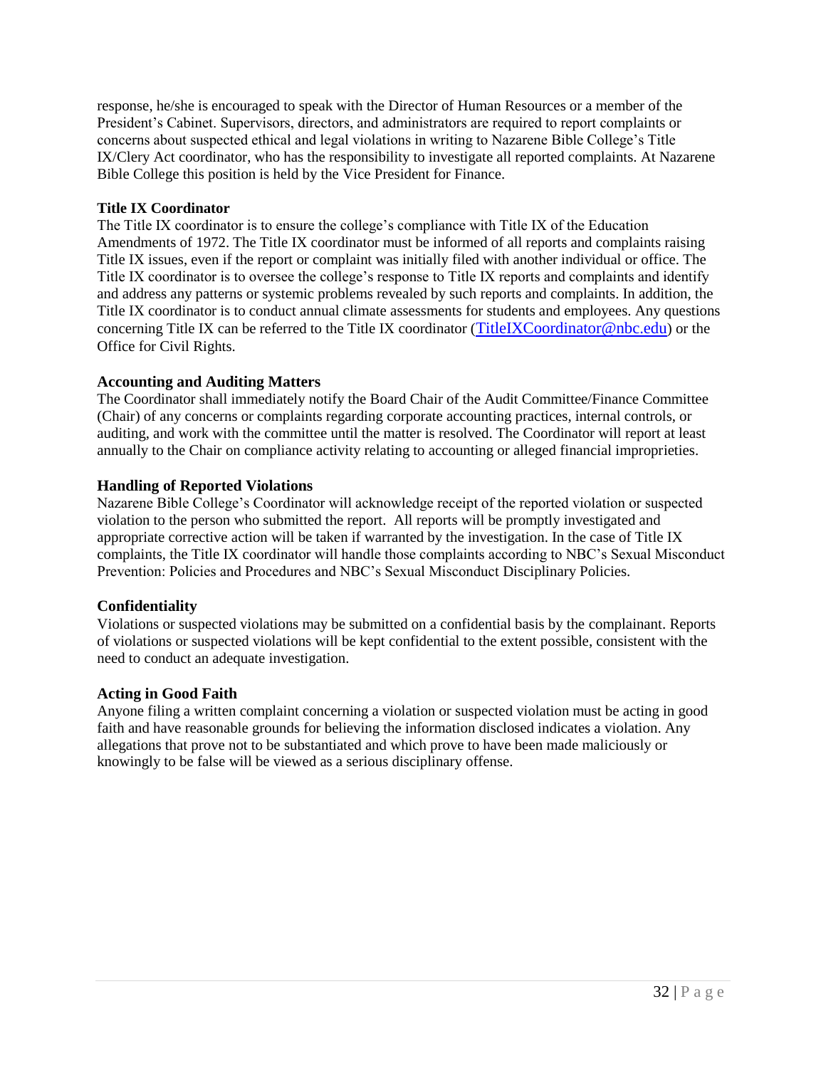response, he/she is encouraged to speak with the Director of Human Resources or a member of the President's Cabinet. Supervisors, directors, and administrators are required to report complaints or concerns about suspected ethical and legal violations in writing to Nazarene Bible College's Title IX/Clery Act coordinator, who has the responsibility to investigate all reported complaints. At Nazarene Bible College this position is held by the Vice President for Finance.

**Title IX Coordinator**

The Title IX coordinator is to ensure the college's compliance with Title IX of the Education Amendments of 1972. The Title IX coordinator must be informed of all reports and complaints raising Title IX issues, even if the report or complaint was initially filed with another individual or office. The Title IX coordinator is to oversee the college's response to Title IX reports and complaints and identify and address any patterns or systemic problems revealed by such reports and complaints. In addition, the Title IX coordinator is to conduct annual climate assessments for students and employees. Any questions concerning Title IX can be referred to the Title IX coordinator (TitleIXCoordinator@nbc.edu) or the Office for Civil Rights.

**Accounting and Auditing Matters**

The Coordinator shall immediately notify the Board Chair of the Audit Committee/Finance Committee (Chair) of any concerns or complaints regarding corporate accounting practices, internal controls, or auditing, and work with the committee until the matter is resolved. The Coordinator will report at least annually to the Chair on compliance activity relating to accounting or alleged financial improprieties.

**Handling of Reported Violations**

Nazarene Bible College's Coordinator will acknowledge receipt of the reported violation or suspected violation to the person who submitted the report. All reports will be promptly investigated and appropriate corrective action will be taken if warranted by the investigation. In the case of Title IX complaints, the Title IX coordinator will handle those complaints according to NBC's Sexual Misconduct Prevention: Policies and Procedures and NBC's Sexual Misconduct Disciplinary Policies.

**Confidentiality**

Violations or suspected violations may be submitted on a confidential basis by the complainant. Reports of violations or suspected violations will be kept confidential to the extent possible, consistent with the need to conduct an adequate investigation.

**Acting in Good Faith**

Anyone filing a written complaint concerning a violation or suspected violation must be acting in good faith and have reasonable grounds for believing the information disclosed indicates a violation. Any allegations that prove not to be substantiated and which prove to have been made maliciously or knowingly to be false will be viewed as a serious disciplinary offense.